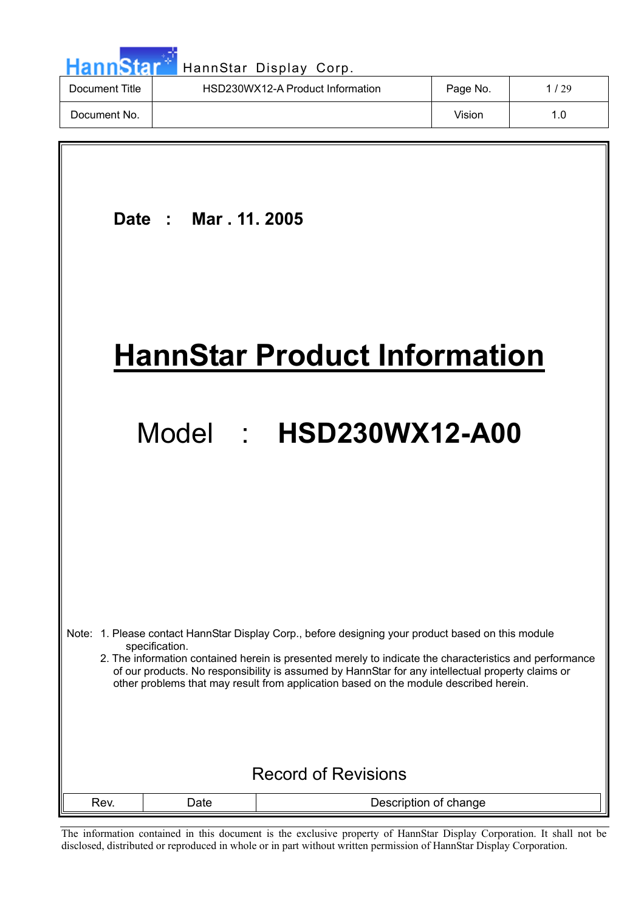| Document Title | HSD230WX12-A Product Information | Page No. | 1 / 29 |
|---|---|---|---|
| Document No. | | Vision | 1.0 |

**Date : Mar . 11. 2005**

# HannStar Product Information

## Model : **HSD230WX12-A00**

Note: 1. Please contact HannStar Display Corp., before designing your product based on this module specification.
2. The information contained herein is presented merely to indicate the characteristics and performance of our products. No responsibility is assumed by HannStar for any intellectual property claims or other problems that may result from application based on the module described herein.

Record of Revisions

| Rev. | Date | Description of change |
|---|---|---|

The information contained in this document is the exclusive property of HannStar Display Corporation. It shall not be disclosed, distributed or reproduced in whole or in part without written permission of HannStar Display Corporation.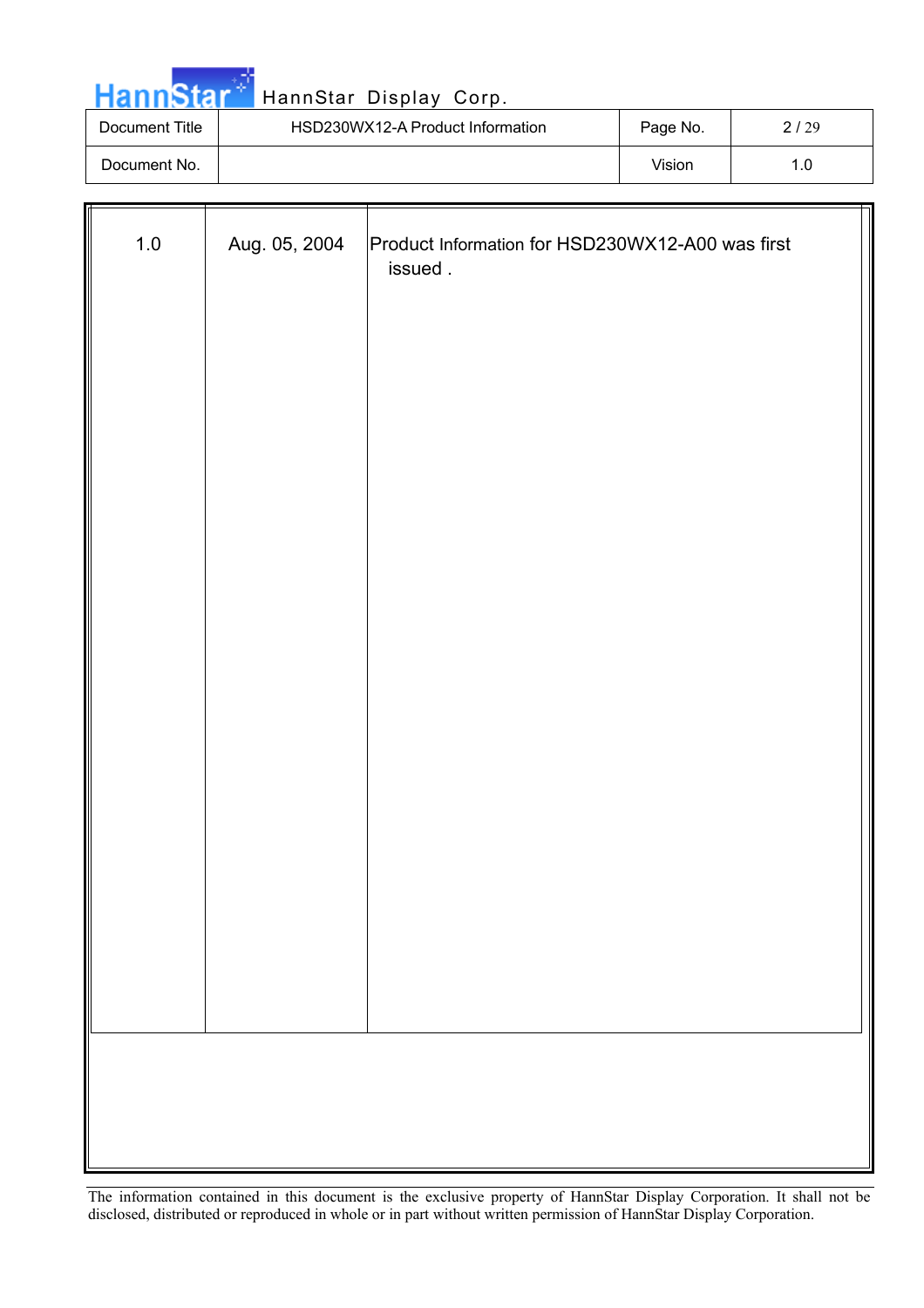| | | |
|---|---|---|
| 1.0 | Aug. 05, 2004 | Product Information for HSD230WX12-A00 was first issued . |

The information contained in this document is the exclusive property of HannStar Display Corporation. It shall not be disclosed, distributed or reproduced in whole or in part without written permission of HannStar Display Corporation.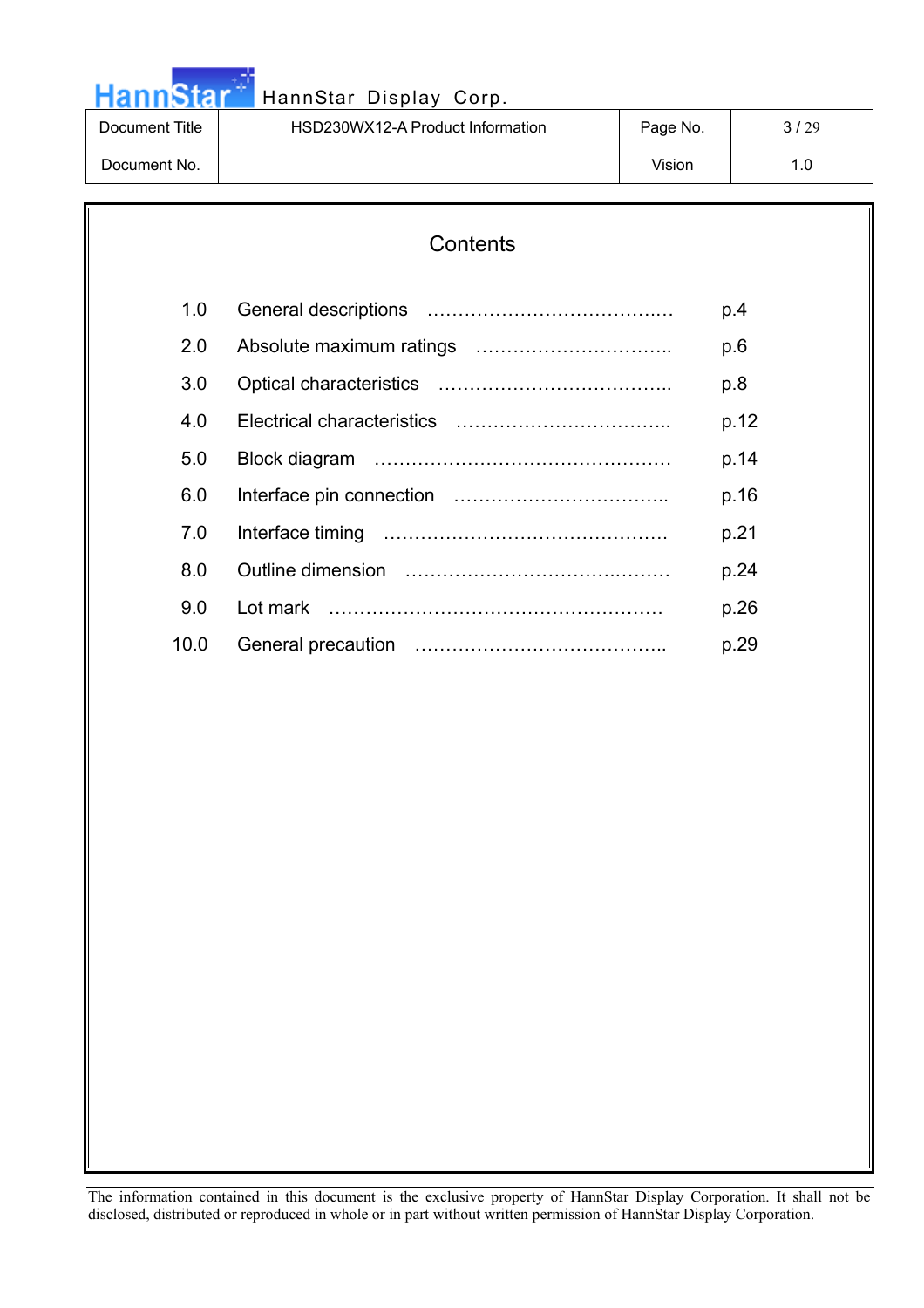# Contents

| | | |
|---|---|---|
| 1.0 | General descriptions | p.4 |
| 2.0 | Absolute maximum ratings | p.6 |
| 3.0 | Optical characteristics | p.8 |
| 4.0 | Electrical characteristics | p.12 |
| 5.0 | Block diagram | p.14 |
| 6.0 | Interface pin connection | p.16 |
| 7.0 | Interface timing | p.21 |
| 8.0 | Outline dimension | p.24 |
| 9.0 | Lot mark | p.26 |
| 10.0 | General precaution | p.29 |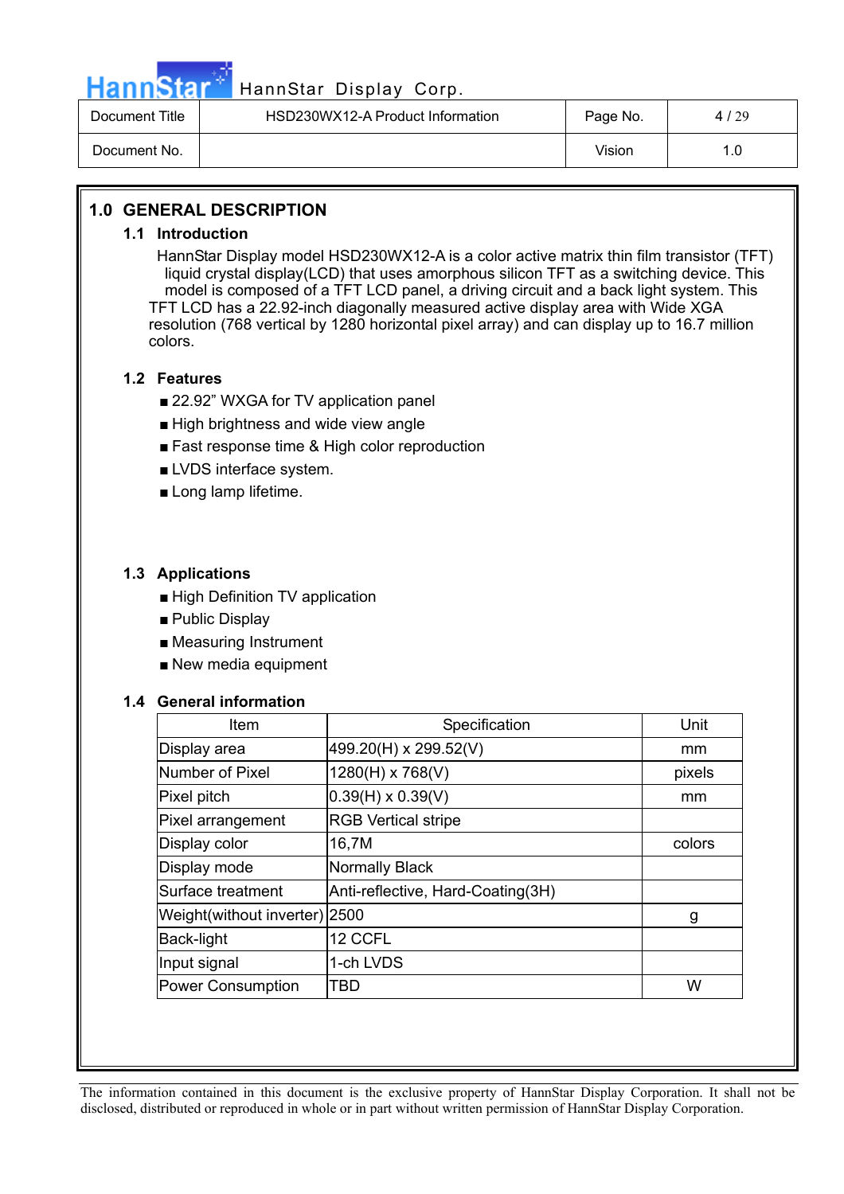# 1.0 GENERAL DESCRIPTION

## 1.1 Introduction

HannStar Display model HSD230WX12-A is a color active matrix thin film transistor (TFT) liquid crystal display(LCD) that uses amorphous silicon TFT as a switching device. This model is composed of a TFT LCD panel, a driving circuit and a back light system. This TFT LCD has a 22.92-inch diagonally measured active display area with Wide XGA resolution (768 vertical by 1280 horizontal pixel array) and can display up to 16.7 million colors.

## 1.2 Features

- 22.92" WXGA for TV application panel
- High brightness and wide view angle
- Fast response time & High color reproduction
- LVDS interface system.
- Long lamp lifetime.

## 1.3 Applications

- High Definition TV application
- Public Display
- Measuring Instrument
- New media equipment

## 1.4 General information

| Item | Specification | Unit |
|---|---|---|
| Display area | 499.20(H) x 299.52(V) | mm |
| Number of Pixel | 1280(H) x 768(V) | pixels |
| Pixel pitch | 0.39(H) x 0.39(V) | mm |
| Pixel arrangement | RGB Vertical stripe | |
| Display color | 16,7M | colors |
| Display mode | Normally Black | |
| Surface treatment | Anti-reflective, Hard-Coating(3H) | |
| Weight(without inverter) | 2500 | g |
| Back-light | 12 CCFL | |
| Input signal | 1-ch LVDS | |
| Power Consumption | TBD | W |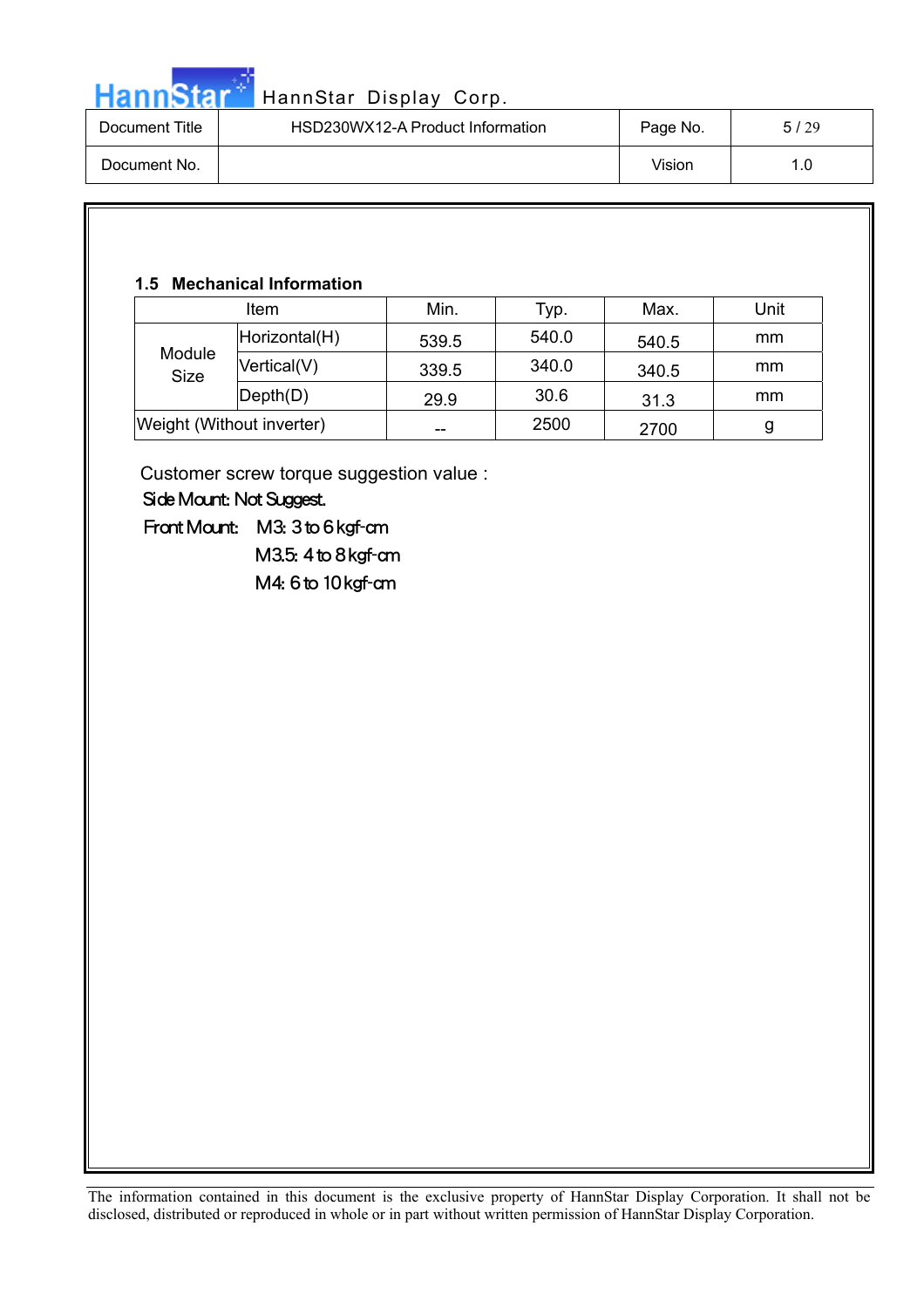### 1.5 Mechanical Information

| Item | | Min. | Typ. | Max. | Unit |
|---|---|---|---|---|---|
| Module Size | Horizontal(H) | 539.5 | 540.0 | 540.5 | mm |
| | Vertical(V) | 339.5 | 340.0 | 340.5 | mm |
| | Depth(D) | 29.9 | 30.6 | 31.3 | mm |
| Weight (Without inverter) | | -- | 2500 | 2700 | g |

Customer screw torque suggestion value :

Side Mount: Not Suggest.

Front Mount: M3: 3 to 6 kgf-cm

M3.5: 4 to 8 kgf-cm

M4: 6 to 10 kgf-cm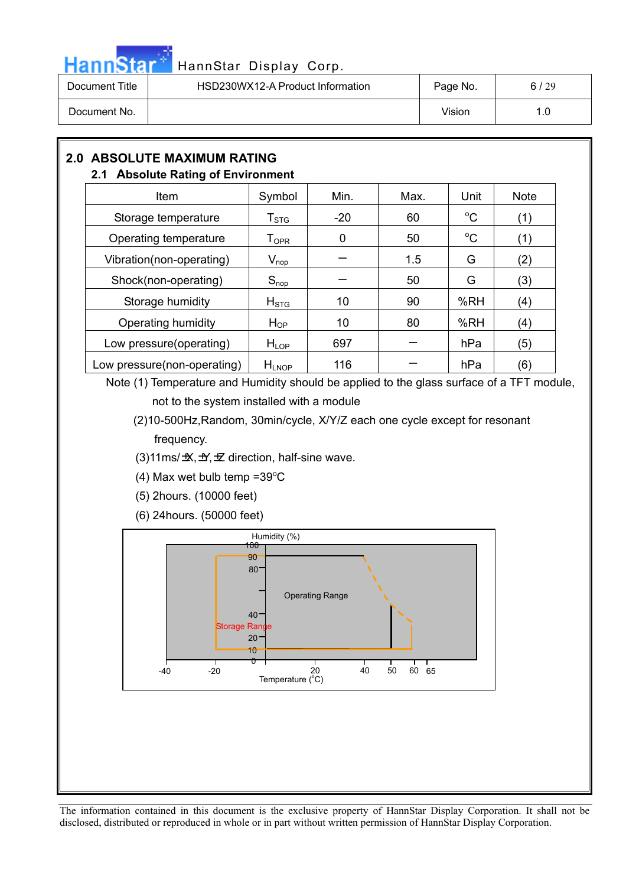## 2.0 ABSOLUTE MAXIMUM RATING

### 2.1 Absolute Rating of Environment

| Item | Symbol | Min. | Max. | Unit | Note |
|---|---|---|---|---|---|
| Storage temperature | $T_{STG}$ | -20 | 60 | °C | (1) |
| Operating temperature | $T_{OPR}$ | 0 | 50 | °C | (1) |
| Vibration(non-operating) | $V_{nop}$ | – | 1.5 | G | (2) |
| Shock(non-operating) | $S_{nop}$ | – | 50 | G | (3) |
| Storage humidity | $H_{STG}$ | 10 | 90 | %RH | (4) |
| Operating humidity | $H_{OP}$ | 10 | 80 | %RH | (4) |
| Low pressure(operating) | $H_{LOP}$ | 697 | – | hPa | (5) |
| Low pressure(non-operating) | $H_{LNOP}$ | 116 | – | hPa | (6) |

Note (1) Temperature and Humidity should be applied to the glass surface of a TFT module, not to the system installed with a module

(2)10-500Hz,Random, 30min/cycle, X/Y/Z each one cycle except for resonant frequency.

(3)11ms/ ±X, ±Y, ±Z direction, half-sine wave.

(4) Max wet bulb temp =39°C

(5) 2hours. (10000 feet)

(6) 24hours. (50000 feet)

Humidity (%)

100, 90, 80, 40, 20, 10, 0

Operating Range

Storage Range

-40, -20, 20, 40, 50, 60, 65

Temperature (°C)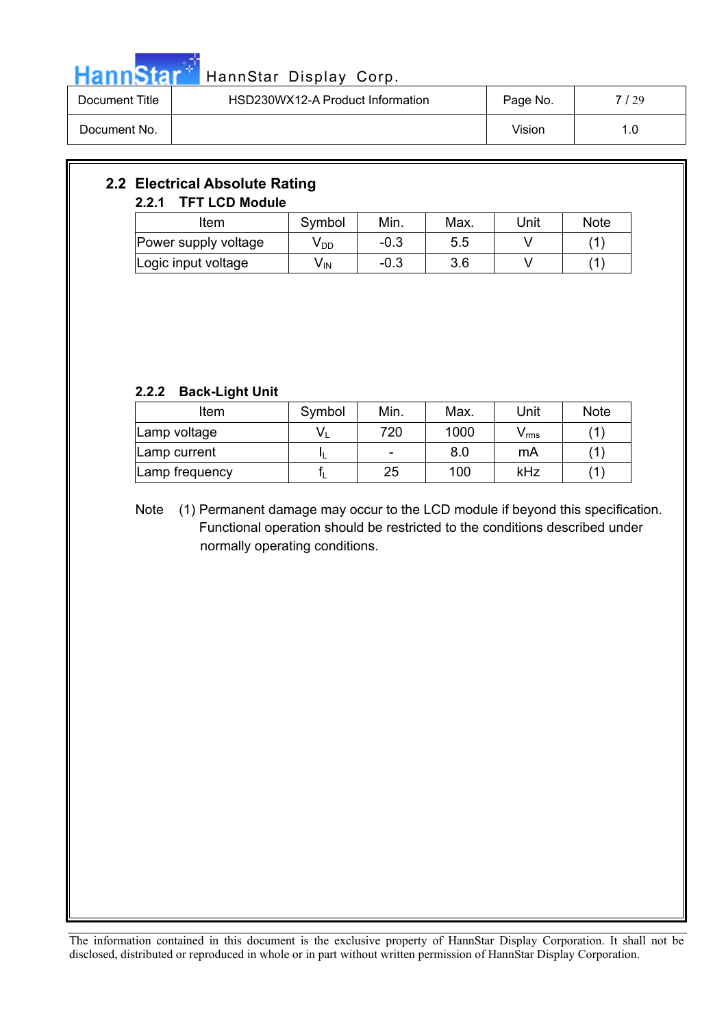## 2.2 Electrical Absolute Rating

### 2.2.1 TFT LCD Module

| Item | Symbol | Min. | Max. | Unit | Note |
|---|---|---|---|---|---|
| Power supply voltage | $V_{DD}$ | -0.3 | 5.5 | V | (1) |
| Logic input voltage | $V_{IN}$ | -0.3 | 3.6 | V | (1) |

### 2.2.2 Back-Light Unit

| Item | Symbol | Min. | Max. | Unit | Note |
|---|---|---|---|---|---|
| Lamp voltage | $V_L$ | 720 | 1000 | $V_{rms}$ | (1) |
| Lamp current | $I_L$ | - | 8.0 | mA | (1) |
| Lamp frequency | $f_L$ | 25 | 100 | kHz | (1) |

Note (1) Permanent damage may occur to the LCD module if beyond this specification. Functional operation should be restricted to the conditions described under normally operating conditions.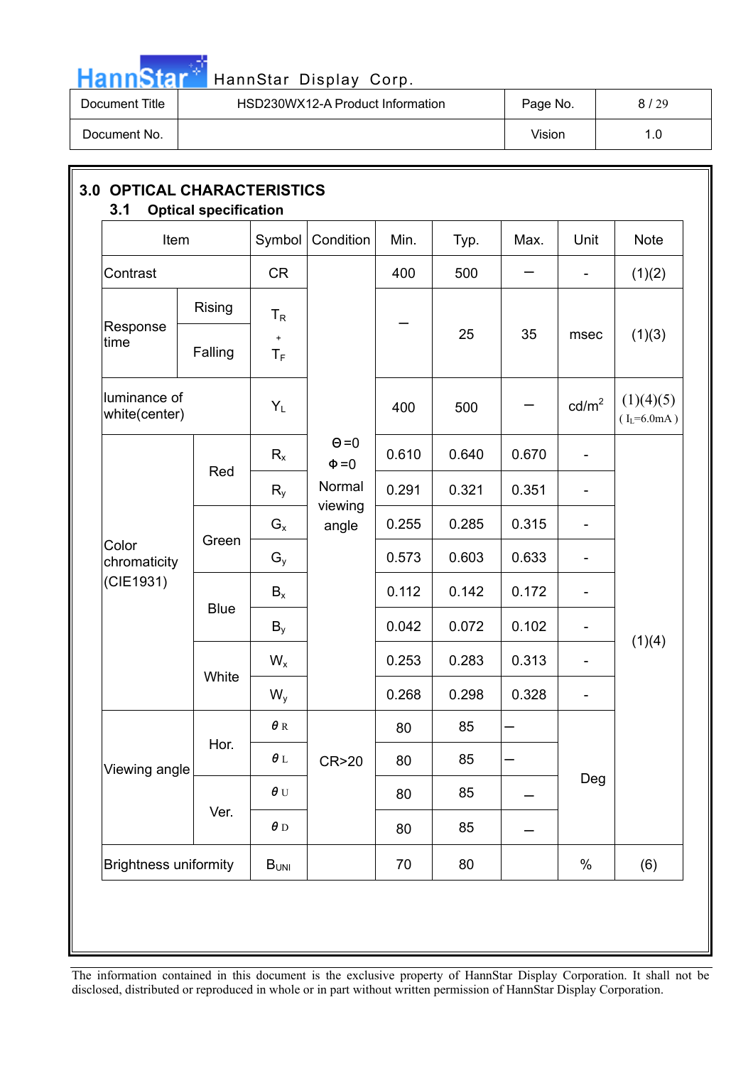## 3.0 OPTICAL CHARACTERISTICS

### 3.1 Optical specification

| Item | | Symbol | Condition | Min. | Typ. | Max. | Unit | Note |
|---|---|---|---|---|---|---|---|---|
| Contrast | | CR | Θ=0<br>Φ=0<br>Normal viewing angle | 400 | 500 | – | - | (1)(2) |
| Response time | Rising | $T_R$ + $T_F$ | | – | 25 | 35 | msec | (1)(3) |
| | Falling | | | | | | | |
| luminance of white(center) | | $Y_L$ | | 400 | 500 | – | cd/m[2] | (1)(4)(5) ( $I_L$=6.0mA ) |
| Color chromaticity (CIE1931) | Red | $R_x$ | | 0.610 | 0.640 | 0.670 | - | (1)(4) |
| | | $R_y$ | | 0.291 | 0.321 | 0.351 | - | |
| | Green | $G_x$ | | 0.255 | 0.285 | 0.315 | - | |
| | | $G_y$ | | 0.573 | 0.603 | 0.633 | - | |
| | Blue | $B_x$ | | 0.112 | 0.142 | 0.172 | - | |
| | | $B_y$ | | 0.042 | 0.072 | 0.102 | - | |
| | White | $W_x$ | | 0.253 | 0.283 | 0.313 | - | |
| | | $W_y$ | | 0.268 | 0.298 | 0.328 | - | |
| Viewing angle | Hor. | $\theta_R$ | CR>20 | 80 | 85 | – | Deg | |
| | | $\theta_L$ | | 80 | 85 | – | | |
| | Ver. | $\theta_U$ | | 80 | 85 | – | | |
| | | $\theta_D$ | | 80 | 85 | – | | |
| Brightness uniformity | | $B_{UNI}$ | | 70 | 80 | | % | (6) |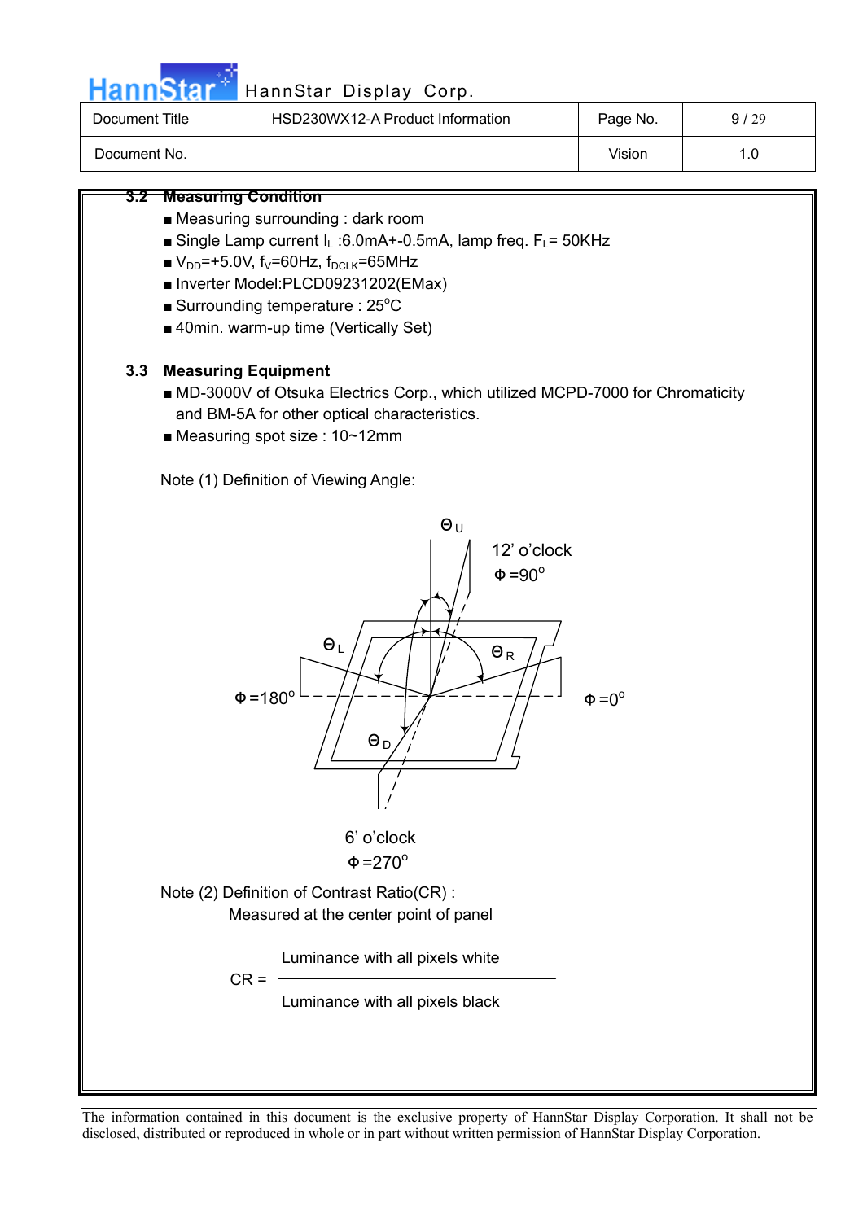### 3.2 Measuring Condition

- Measuring surrounding : dark room
- Single Lamp current $I_L$ :6.0mA+-0.5mA, lamp freq. $F_L$= 50KHz
- $V_{DD}$=+5.0V, $f_V$=60Hz, $f_{DCLK}$=65MHz
- Inverter Model:PLCD09231202(EMax)
- Surrounding temperature : 25°C
- 40min. warm-up time (Vertically Set)

### 3.3 Measuring Equipment

- MD-3000V of Otsuka Electrics Corp., which utilized MCPD-7000 for Chromaticity and BM-5A for other optical characteristics.
- Measuring spot size : 10~12mm

Note (1) Definition of Viewing Angle:

$\Theta_U$

12' o'clock
$\Phi$ =90°

$\Theta_L$ $\Theta_R$

$\Phi$ =180° $\Phi$ =0°

$\Theta_D$

6' o'clock
$\Phi$ =270°

Note (2) Definition of Contrast Ratio(CR) :
Measured at the center point of panel

$$CR = \frac{\text{Luminance with all pixels white}}{\text{Luminance with all pixels black}}$$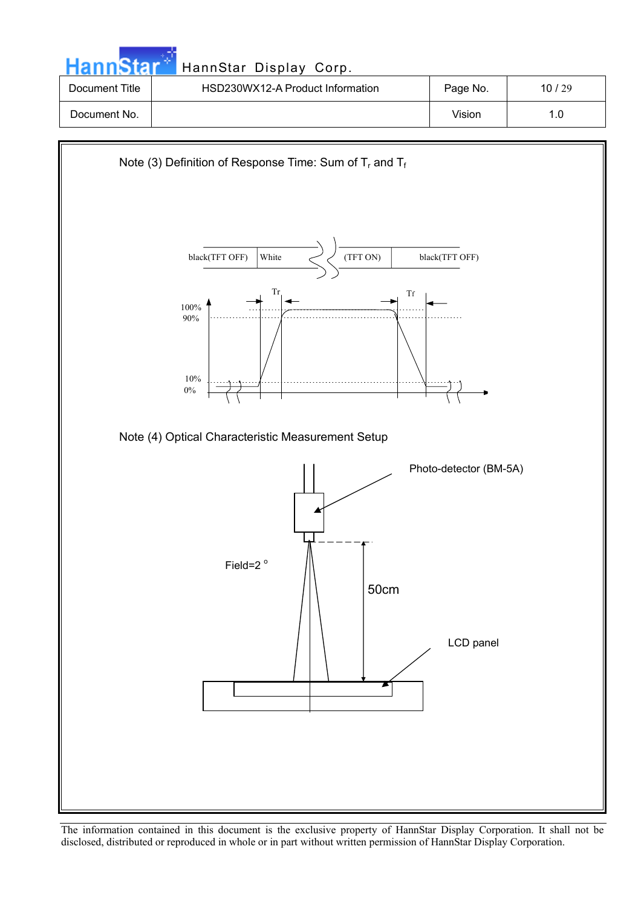Note (3) Definition of Response Time: Sum of $T_r$ and $T_f$

black(TFT OFF) | White | (TFT ON) | black(TFT OFF)

Tr Tf

100%
90%

10%
0%

Note (4) Optical Characteristic Measurement Setup

Photo-detector (BM-5A)

Field=2 °

50cm

LCD panel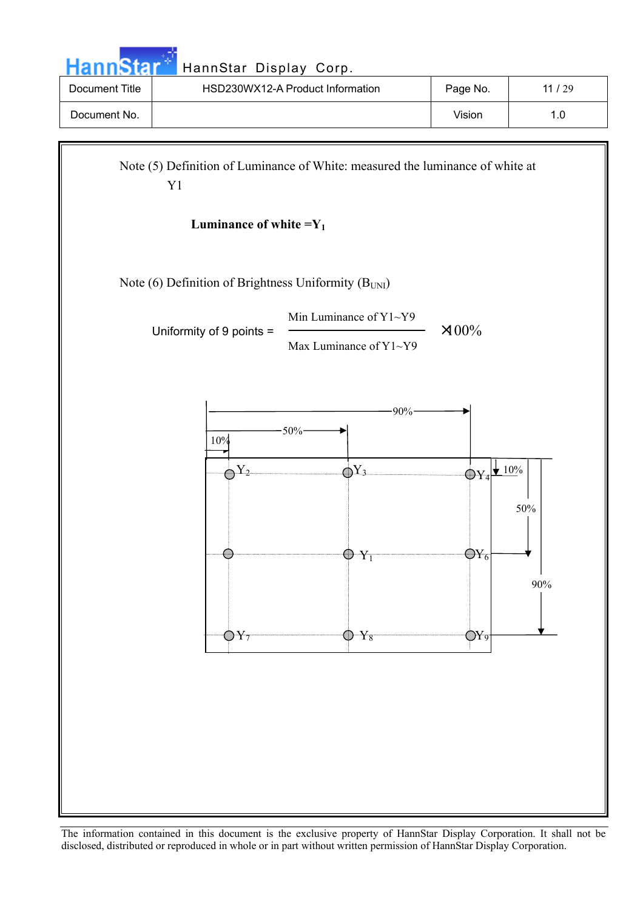Note (5) Definition of Luminance of White: measured the luminance of white at Y1

**Luminance of white =$Y_1$**

Note (6) Definition of Brightness Uniformity ($B_{UNI}$)

$$\text{Uniformity of 9 points} = \frac{\text{Min Luminance of Y1~Y9}}{\text{Max Luminance of Y1~Y9}} \times 100\%$$

90%

50%

10%

$Y_2$ $Y_3$ $Y_4$ 10%

50%

$Y_1$ $Y_6$

90%

$Y_7$ $Y_8$ $Y_9$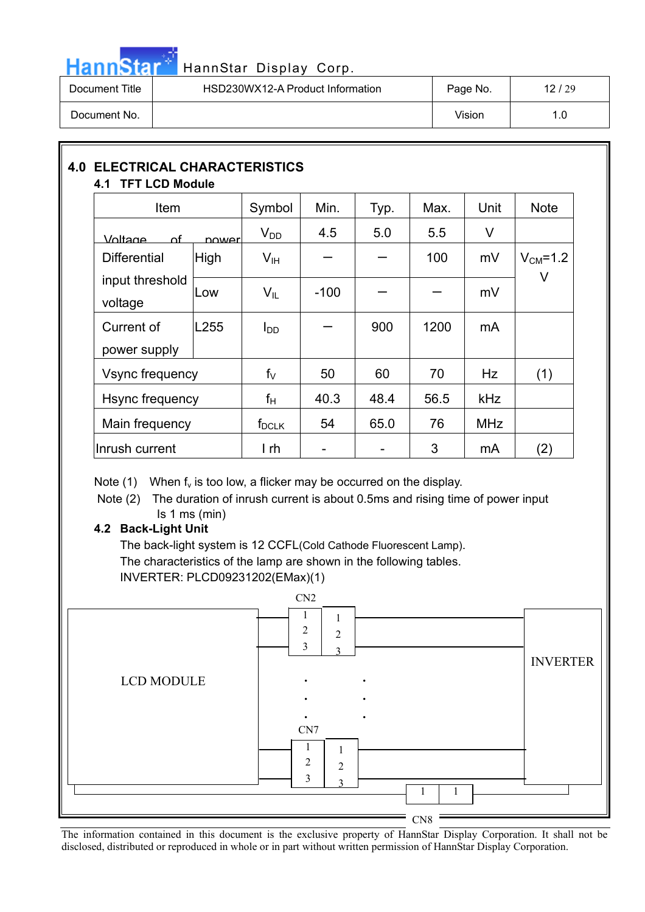## 4.0 ELECTRICAL CHARACTERISTICS

### 4.1 TFT LCD Module

| Item | | Symbol | Min. | Typ. | Max. | Unit | Note |
|---|---|---|---|---|---|---|---|
| Voltage of power | | $V_{DD}$ | 4.5 | 5.0 | 5.5 | V | |
| Differential input threshold voltage | High | $V_{IH}$ | – | – | 100 | mV | $V_{CM}$=1.2 V |
| | Low | $V_{IL}$ | -100 | – | – | mV | |
| Current of power supply | L255 | $I_{DD}$ | – | 900 | 1200 | mA | |
| Vsync frequency | | $f_V$ | 50 | 60 | 70 | Hz | (1) |
| Hsync frequency | | $f_H$ | 40.3 | 48.4 | 56.5 | kHz | |
| Main frequency | | $f_{DCLK}$ | 54 | 65.0 | 76 | MHz | |
| Inrush current | | I rh | - | - | 3 | mA | (2) |

Note (1) When $f_v$ is too low, a flicker may be occurred on the display.

Note (2) The duration of inrush current is about 0.5ms and rising time of power input Is 1 ms (min)

### 4.2 Back-Light Unit

The back-light system is 12 CCFL(Cold Cathode Fluorescent Lamp).

The characteristics of the lamp are shown in the following tables.

INVERTER: PLCD09231202(EMax)(1)

LCD MODULE — CN2 (1, 2, 3 ↔ 1, 2, 3) ... CN7 (1, 2, 3 ↔ 1, 2, 3) — INVERTER; CN8 (1 ↔ 1)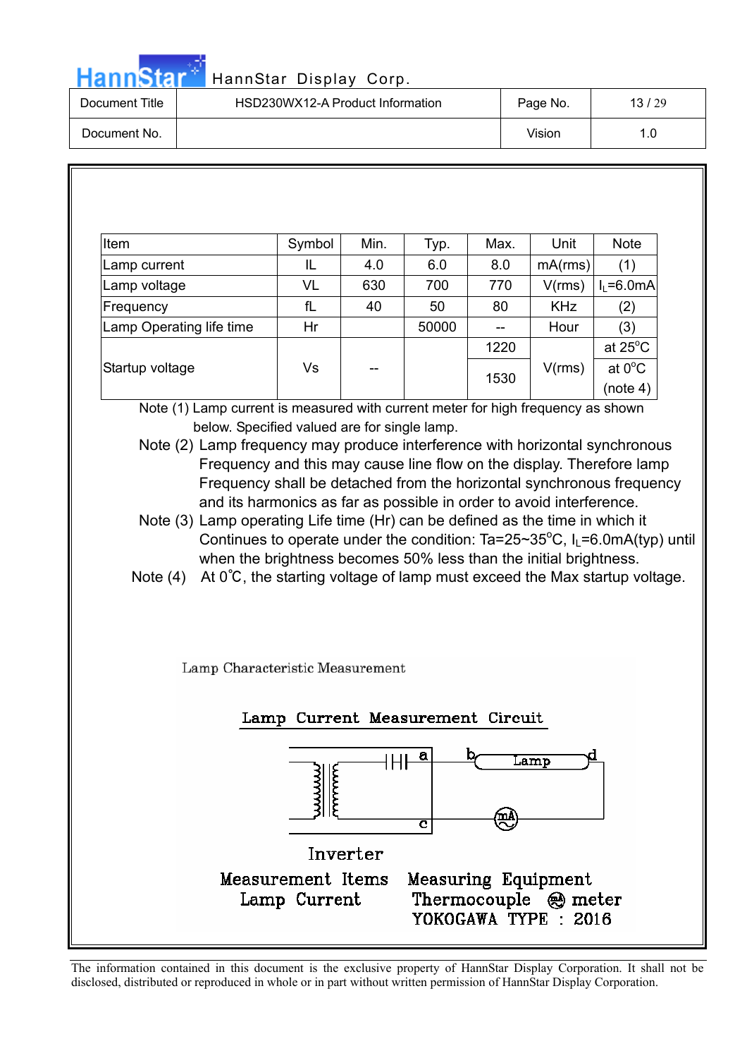| Item | Symbol | Min. | Typ. | Max. | Unit | Note |
|---|---|---|---|---|---|---|
| Lamp current | IL | 4.0 | 6.0 | 8.0 | mA(rms) | (1) |
| Lamp voltage | VL | 630 | 700 | 770 | V(rms) | $I_L$=6.0mA |
| Frequency | fL | 40 | 50 | 80 | KHz | (2) |
| Lamp Operating life time | Hr | | 50000 | -- | Hour | (3) |
| Startup voltage | Vs | -- | | 1220 | V(rms) | at 25°C |
| | | | | 1530 | | at 0°C (note 4) |

Note (1) Lamp current is measured with current meter for high frequency as shown below. Specified valued are for single lamp.

Note (2) Lamp frequency may produce interference with horizontal synchronous Frequency and this may cause line flow on the display. Therefore lamp Frequency shall be detached from the horizontal synchronous frequency and its harmonics as far as possible in order to avoid interference.

Note (3) Lamp operating Life time (Hr) can be defined as the time in which it Continues to operate under the condition: Ta=25~35°C, $I_L$=6.0mA(typ) until when the brightness becomes 50% less than the initial brightness.

Note (4) At 0˚C, the starting voltage of lamp must exceed the Max startup voltage.

Lamp Characteristic Measurement

Lamp Current Measurement Circuit

a b Lamp d c mA

Inverter

| Measurement Items | Measuring Equipment |
|---|---|
| Lamp Current | Thermocouple mA meter YOKOGAWA TYPE : 2016 |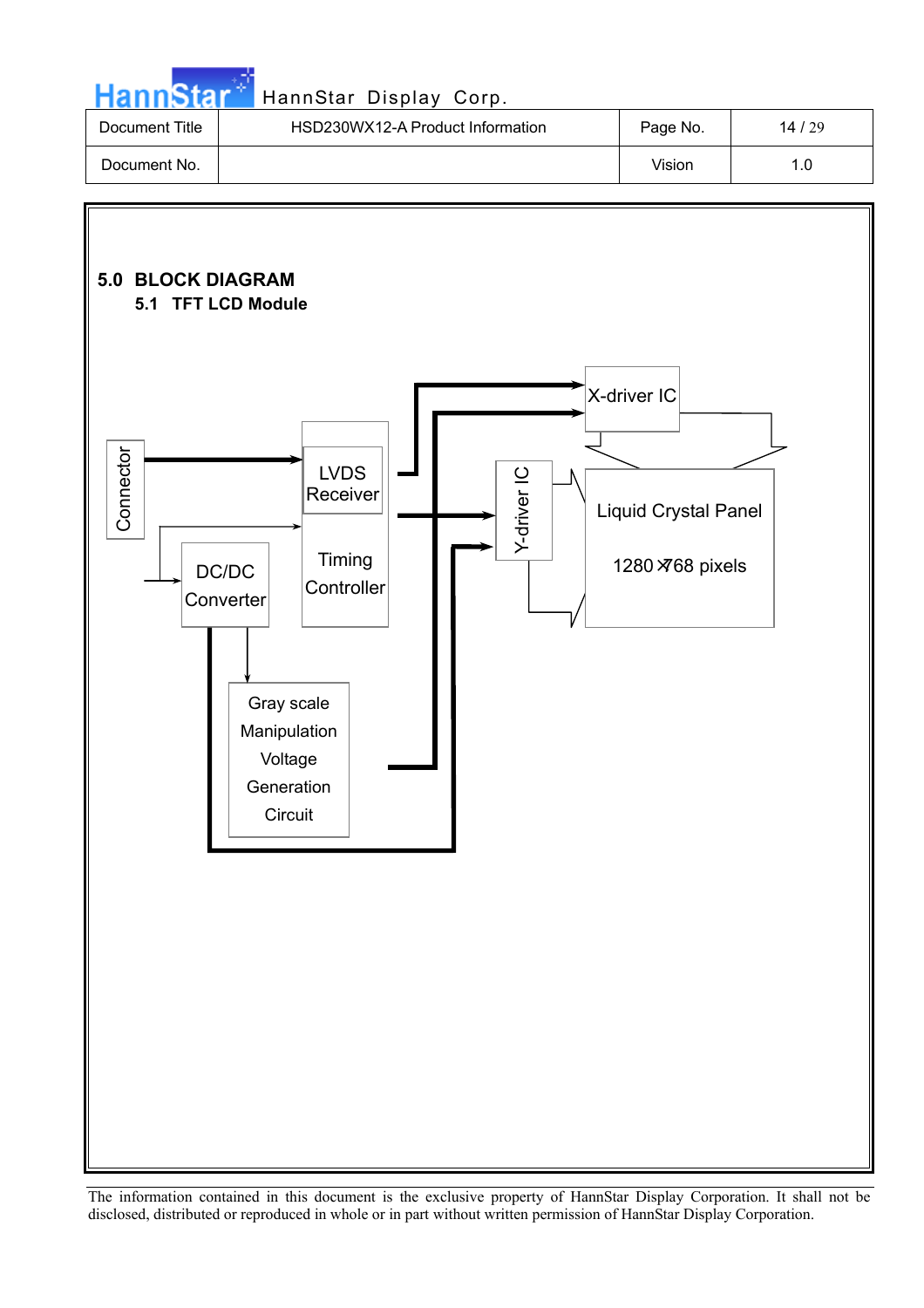## 5.0 BLOCK DIAGRAM

### 5.1 TFT LCD Module

Connector

LVDS Receiver

Timing Controller

DC/DC Converter

Gray scale Manipulation Voltage Generation Circuit

X-driver IC

Y-driver IC

Liquid Crystal Panel

1280×768 pixels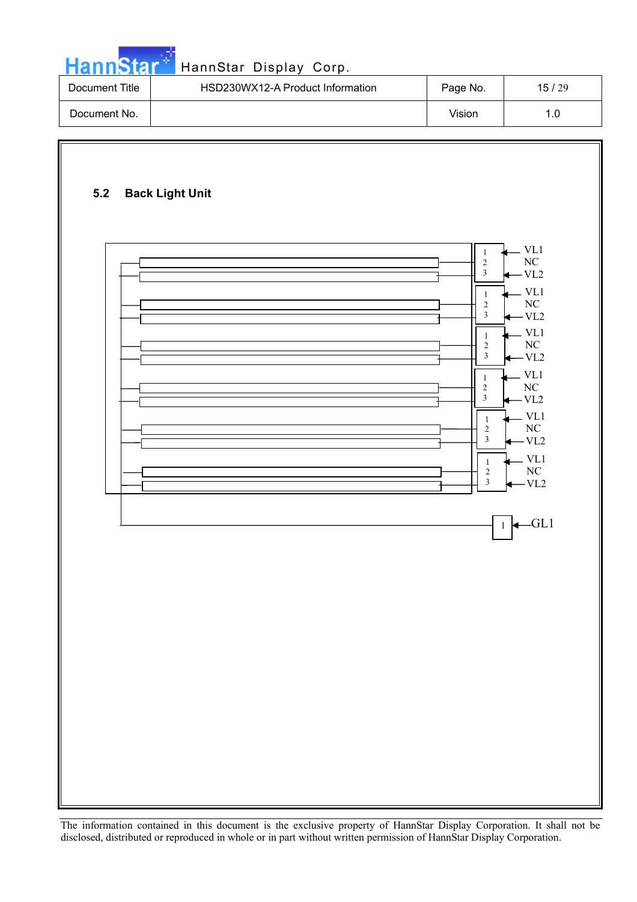## 5.2 Back Light Unit

1 VL1
2 NC
3 VL2

1 VL1
2 NC
3 VL2

1 VL1
2 NC
3 VL2

1 VL1
2 NC
3 VL2

1 VL1
2 NC
3 VL2

1 VL1
2 NC
3 VL2

1 GL1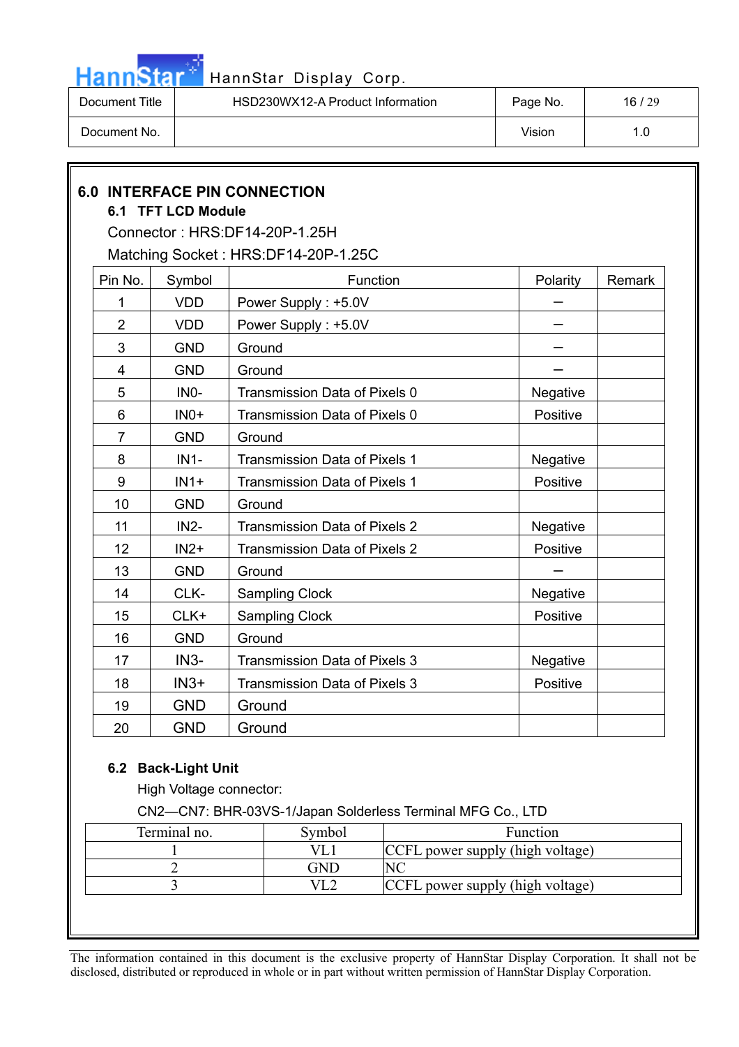## 6.0 INTERFACE PIN CONNECTION

### 6.1 TFT LCD Module

Connector : HRS:DF14-20P-1.25H

Matching Socket : HRS:DF14-20P-1.25C

| Pin No. | Symbol | Function | Polarity | Remark |
|---|---|---|---|---|
| 1 | VDD | Power Supply : +5.0V | – | |
| 2 | VDD | Power Supply : +5.0V | – | |
| 3 | GND | Ground | – | |
| 4 | GND | Ground | – | |
| 5 | IN0- | Transmission Data of Pixels 0 | Negative | |
| 6 | IN0+ | Transmission Data of Pixels 0 | Positive | |
| 7 | GND | Ground | | |
| 8 | IN1- | Transmission Data of Pixels 1 | Negative | |
| 9 | IN1+ | Transmission Data of Pixels 1 | Positive | |
| 10 | GND | Ground | | |
| 11 | IN2- | Transmission Data of Pixels 2 | Negative | |
| 12 | IN2+ | Transmission Data of Pixels 2 | Positive | |
| 13 | GND | Ground | – | |
| 14 | CLK- | Sampling Clock | Negative | |
| 15 | CLK+ | Sampling Clock | Positive | |
| 16 | GND | Ground | | |
| 17 | IN3- | Transmission Data of Pixels 3 | Negative | |
| 18 | IN3+ | Transmission Data of Pixels 3 | Positive | |
| 19 | GND | Ground | | |
| 20 | GND | Ground | | |

### 6.2 Back-Light Unit

High Voltage connector:

CN2—CN7: BHR-03VS-1/Japan Solderless Terminal MFG Co., LTD

| Terminal no. | Symbol | Function |
|---|---|---|
| 1 | VL1 | CCFL power supply (high voltage) |
| 2 | GND | NC |
| 3 | VL2 | CCFL power supply (high voltage) |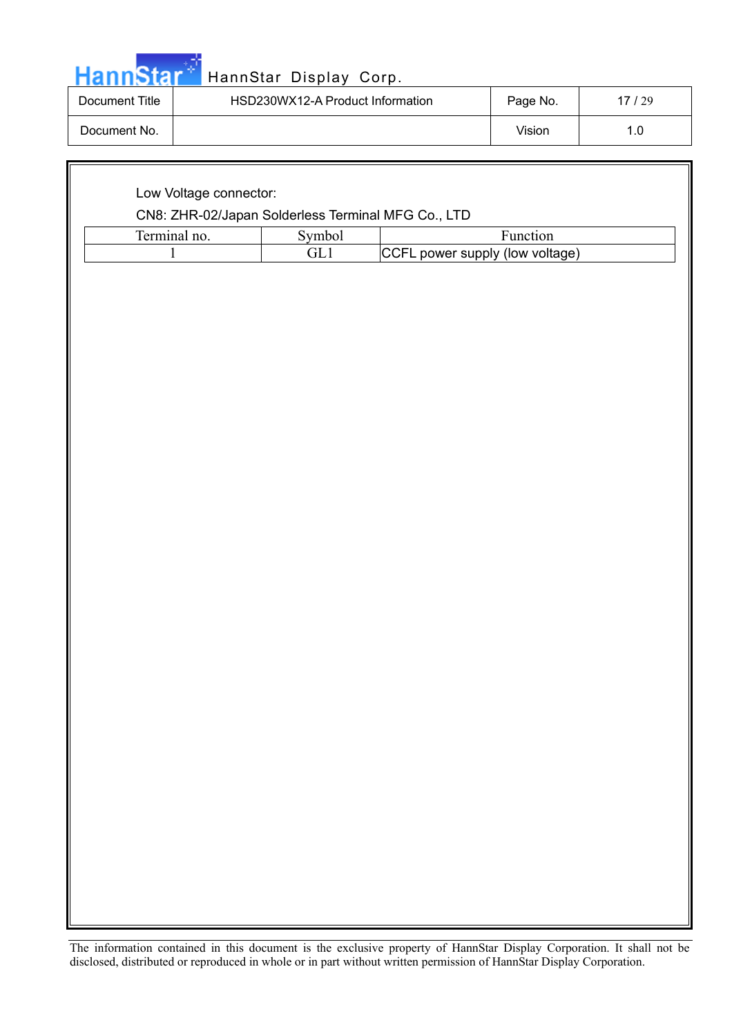Low Voltage connector:

CN8: ZHR-02/Japan Solderless Terminal MFG Co., LTD

| Terminal no. | Symbol | Function |
|---|---|---|
| 1 | GL1 | CCFL power supply (low voltage) |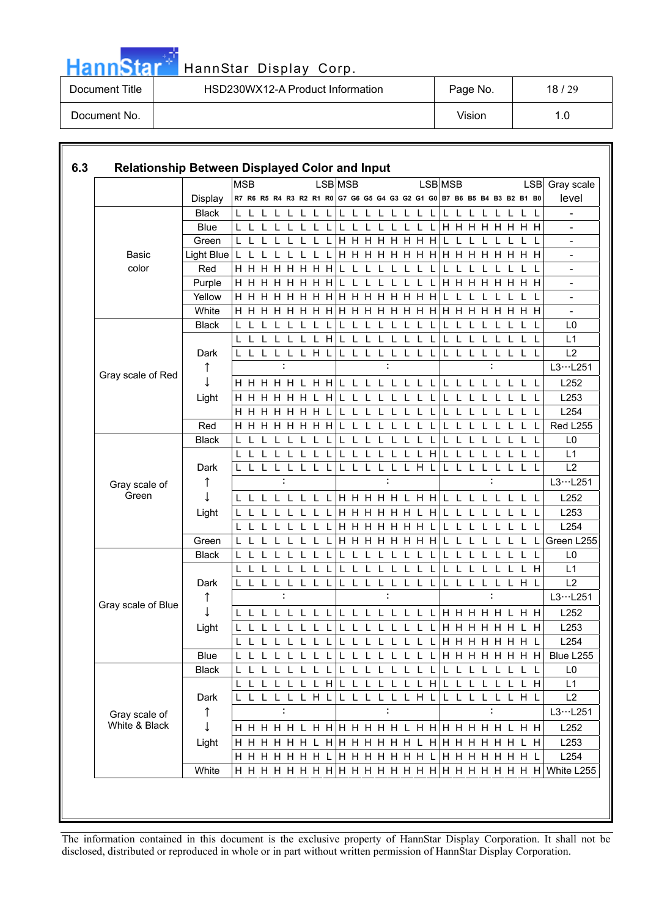## 6.3 Relationship Between Displayed Color and Input

| | Display | R7 (MSB) | R6 | R5 | R4 | R3 | R2 | R1 | R0 (LSB) | G7 (MSB) | G6 | G5 | G4 | G3 | G2 | G1 | G0 (LSB) | B7 (MSB) | B6 | B5 | B4 | B3 | B2 | B1 | B0 (LSB) | Gray scale level |
|---|---|---|---|---|---|---|---|---|---|---|---|---|---|---|---|---|---|---|---|---|---|---|---|---|---|---|
| Basic color | Black | L | L | L | L | L | L | L | L | L | L | L | L | L | L | L | L | L | L | L | L | L | L | L | L | - |
| | Blue | L | L | L | L | L | L | L | L | L | L | L | L | L | L | L | L | H | H | H | H | H | H | H | H | - |
| | Green | L | L | L | L | L | L | L | L | H | H | H | H | H | H | H | H | L | L | L | L | L | L | L | L | - |
| | Light Blue | L | L | L | L | L | L | L | L | H | H | H | H | H | H | H | H | H | H | H | H | H | H | H | H | - |
| | Red | H | H | H | H | H | H | H | H | L | L | L | L | L | L | L | L | L | L | L | L | L | L | L | L | - |
| | Purple | H | H | H | H | H | H | H | H | L | L | L | L | L | L | L | L | H | H | H | H | H | H | H | H | - |
| | Yellow | H | H | H | H | H | H | H | H | H | H | H | H | H | H | H | H | L | L | L | L | L | L | L | L | - |
| | White | H | H | H | H | H | H | H | H | H | H | H | H | H | H | H | H | H | H | H | H | H | H | H | H | - |
| Gray scale of Red | Black | L | L | L | L | L | L | L | L | L | L | L | L | L | L | L | L | L | L | L | L | L | L | L | L | L0 |
| | Dark | L | L | L | L | L | L | L | H | L | L | L | L | L | L | L | L | L | L | L | L | L | L | L | L | L1 |
| | | L | L | L | L | L | L | H | L | L | L | L | L | L | L | L | L | L | L | L | L | L | L | L | L | L2 |
| | ↑ | : | | | | | | | | : | | | | | | | | : | | | | | | | | L3…L251 |
| | ↓ | H | H | H | H | H | L | H | H | L | L | L | L | L | L | L | L | L | L | L | L | L | L | L | L | L252 |
| | Light | H | H | H | H | H | H | L | H | L | L | L | L | L | L | L | L | L | L | L | L | L | L | L | L | L253 |
| | | H | H | H | H | H | H | H | L | L | L | L | L | L | L | L | L | L | L | L | L | L | L | L | L | L254 |
| | Red | H | H | H | H | H | H | H | H | L | L | L | L | L | L | L | L | L | L | L | L | L | L | L | L | Red L255 |
| Gray scale of Green | Black | L | L | L | L | L | L | L | L | L | L | L | L | L | L | L | L | L | L | L | L | L | L | L | L | L0 |
| | Dark | L | L | L | L | L | L | L | L | L | L | L | L | L | L | L | H | L | L | L | L | L | L | L | L | L1 |
| | | L | L | L | L | L | L | L | L | L | L | L | L | L | L | H | L | L | L | L | L | L | L | L | L | L2 |
| | ↑ | : | | | | | | | | : | | | | | | | | : | | | | | | | | L3…L251 |
| | ↓ | L | L | L | L | L | L | L | L | H | H | H | H | H | L | H | H | L | L | L | L | L | L | L | L | L252 |
| | Light | L | L | L | L | L | L | L | L | H | H | H | H | H | H | L | H | L | L | L | L | L | L | L | L | L253 |
| | | L | L | L | L | L | L | L | L | H | H | H | H | H | H | H | L | L | L | L | L | L | L | L | L | L254 |
| | Green | L | L | L | L | L | L | L | L | H | H | H | H | H | H | H | H | L | L | L | L | L | L | L | L | Green L255 |
| Gray scale of Blue | Black | L | L | L | L | L | L | L | L | L | L | L | L | L | L | L | L | L | L | L | L | L | L | L | L | L0 |
| | Dark | L | L | L | L | L | L | L | L | L | L | L | L | L | L | L | L | L | L | L | L | L | L | L | H | L1 |
| | | L | L | L | L | L | L | L | L | L | L | L | L | L | L | L | L | L | L | L | L | L | L | H | L | L2 |
| | ↑ | : | | | | | | | | : | | | | | | | | : | | | | | | | | L3…L251 |
| | ↓ | L | L | L | L | L | L | L | L | L | L | L | L | L | L | L | L | H | H | H | H | H | L | H | H | L252 |
| | Light | L | L | L | L | L | L | L | L | L | L | L | L | L | L | L | L | H | H | H | H | H | H | L | H | L253 |
| | | L | L | L | L | L | L | L | L | L | L | L | L | L | L | L | L | H | H | H | H | H | H | H | L | L254 |
| | Blue | L | L | L | L | L | L | L | L | L | L | L | L | L | L | L | L | H | H | H | H | H | H | H | H | Blue L255 |
| Gray scale of White & Black | Black | L | L | L | L | L | L | L | L | L | L | L | L | L | L | L | L | L | L | L | L | L | L | L | L | L0 |
| | Dark | L | L | L | L | L | L | L | H | L | L | L | L | L | L | L | H | L | L | L | L | L | L | L | H | L1 |
| | | L | L | L | L | L | L | H | L | L | L | L | L | L | L | H | L | L | L | L | L | L | L | H | L | L2 |
| | ↑ | : | | | | | | | | : | | | | | | | | : | | | | | | | | L3…L251 |
| | ↓ | H | H | H | H | H | L | H | H | H | H | H | H | H | L | H | H | H | H | H | H | H | L | H | H | L252 |
| | Light | H | H | H | H | H | H | L | H | H | H | H | H | H | H | L | H | H | H | H | H | H | H | L | H | L253 |
| | | H | H | H | H | H | H | H | L | H | H | H | H | H | H | H | L | H | H | H | H | H | H | H | L | L254 |
| | White | H | H | H | H | H | H | H | H | H | H | H | H | H | H | H | H | H | H | H | H | H | H | H | H | White L255 |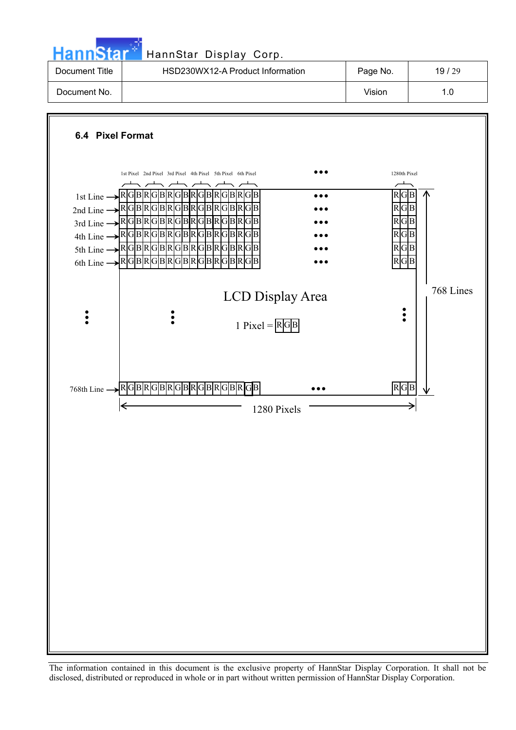## 6.4 Pixel Format

1st Pixel 2nd Pixel 3rd Pixel 4th Pixel 5th Pixel 6th Pixel ••• 1280th Pixel

1st Line → RGBRGBRGBRGBRGBRGB ••• RGB

2nd Line → RGBRGBRGBRGBRGBRGB ••• RGB

3rd Line → RGBRGBRGBRGBRGBRGB ••• RGB

4th Line → RGBRGBRGBRGBRGBRGB ••• RGB

5th Line → RGBRGBRGBRGBRGBRGB ••• RGB

6th Line → RGBRGBRGBRGBRGBRGB ••• RGB

LCD Display Area

1 Pixel = RGB

768 Lines

768th Line → RGBRGBRGBRGBRGBRGB ••• RGB

1280 Pixels

The information contained in this document is the exclusive property of HannStar Display Corporation. It shall not be disclosed, distributed or reproduced in whole or in part without written permission of HannStar Display Corporation.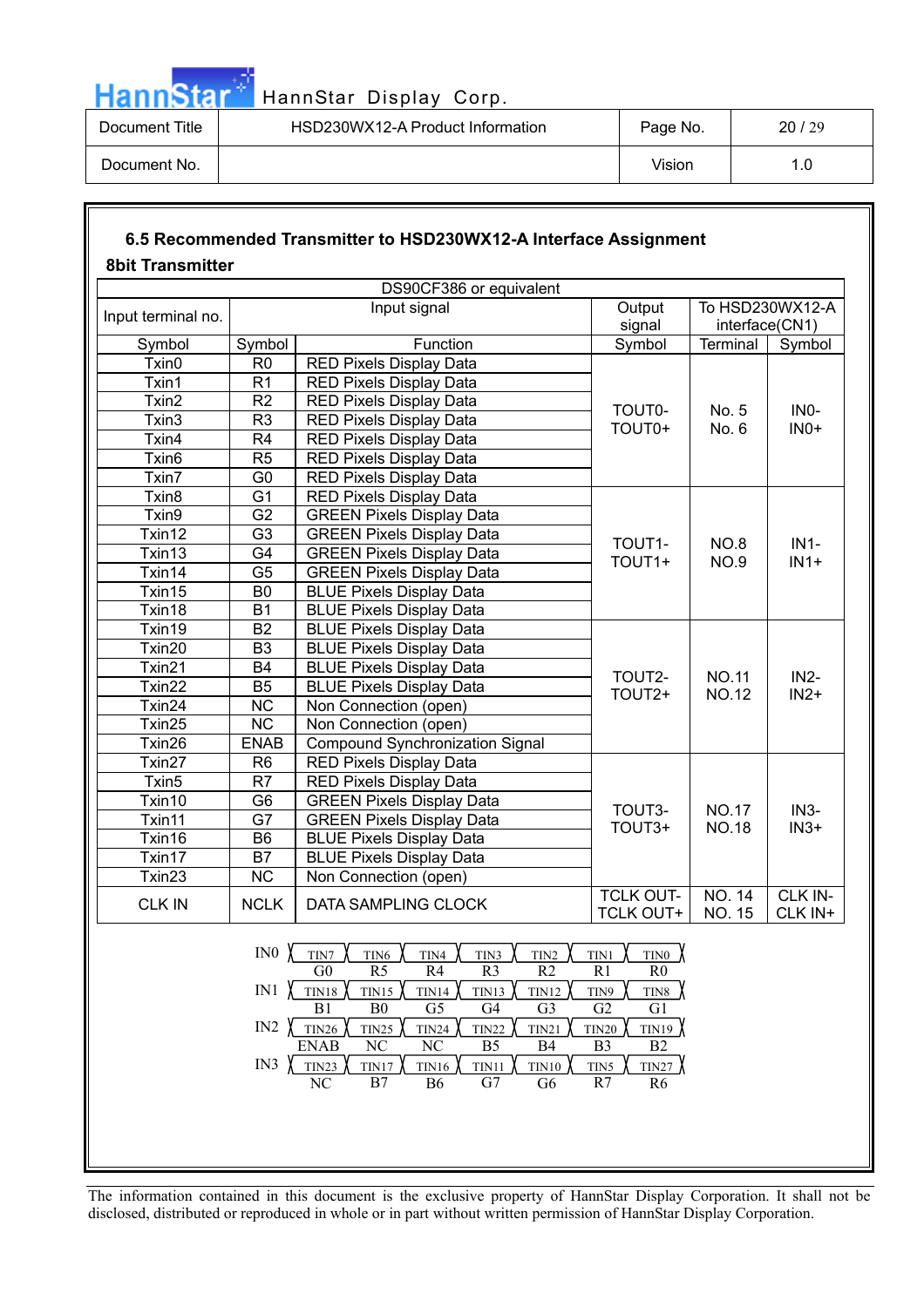### 6.5 Recommended Transmitter to HSD230WX12-A Interface Assignment

**8bit Transmitter**

| DS90CF386 or equivalent | | | | | |
|---|---|---|---|---|---|
| Input terminal no. | Input signal | | Output signal | To HSD230WX12-A interface(CN1) | |
| Symbol | Symbol | Function | Symbol | Terminal | Symbol |
| Txin0 | R0 | RED Pixels Display Data | TOUT0- TOUT0+ | No. 5 No. 6 | IN0- IN0+ |
| Txin1 | R1 | RED Pixels Display Data | | | |
| Txin2 | R2 | RED Pixels Display Data | | | |
| Txin3 | R3 | RED Pixels Display Data | | | |
| Txin4 | R4 | RED Pixels Display Data | | | |
| Txin6 | R5 | RED Pixels Display Data | | | |
| Txin7 | G0 | RED Pixels Display Data | | | |
| Txin8 | G1 | RED Pixels Display Data | TOUT1- TOUT1+ | NO.8 NO.9 | IN1- IN1+ |
| Txin9 | G2 | GREEN Pixels Display Data | | | |
| Txin12 | G3 | GREEN Pixels Display Data | | | |
| Txin13 | G4 | GREEN Pixels Display Data | | | |
| Txin14 | G5 | GREEN Pixels Display Data | | | |
| Txin15 | B0 | BLUE Pixels Display Data | | | |
| Txin18 | B1 | BLUE Pixels Display Data | | | |
| Txin19 | B2 | BLUE Pixels Display Data | TOUT2- TOUT2+ | NO.11 NO.12 | IN2- IN2+ |
| Txin20 | B3 | BLUE Pixels Display Data | | | |
| Txin21 | B4 | BLUE Pixels Display Data | | | |
| Txin22 | B5 | BLUE Pixels Display Data | | | |
| Txin24 | NC | Non Connection (open) | | | |
| Txin25 | NC | Non Connection (open) | | | |
| Txin26 | ENAB | Compound Synchronization Signal | | | |
| Txin27 | R6 | RED Pixels Display Data | TOUT3- TOUT3+ | NO.17 NO.18 | IN3- IN3+ |
| Txin5 | R7 | RED Pixels Display Data | | | |
| Txin10 | G6 | GREEN Pixels Display Data | | | |
| Txin11 | G7 | GREEN Pixels Display Data | | | |
| Txin16 | B6 | BLUE Pixels Display Data | | | |
| Txin17 | B7 | BLUE Pixels Display Data | | | |
| Txin23 | NC | Non Connection (open) | | | |
| CLK IN | NCLK | DATA SAMPLING CLOCK | TCLK OUT- TCLK OUT+ | NO. 14 NO. 15 | CLK IN- CLK IN+ |

| | | | | | | | |
|---|---|---|---|---|---|---|---|
| IN0 | TIN7 | TIN6 | TIN4 | TIN3 | TIN2 | TIN1 | TIN0 |
| | G0 | R5 | R4 | R3 | R2 | R1 | R0 |
| IN1 | TIN18 | TIN15 | TIN14 | TIN13 | TIN12 | TIN9 | TIN8 |
| | B1 | B0 | G5 | G4 | G3 | G2 | G1 |
| IN2 | TIN26 | TIN25 | TIN24 | TIN22 | TIN21 | TIN20 | TIN19 |
| | ENAB | NC | NC | B5 | B4 | B3 | B2 |
| IN3 | TIN23 | TIN17 | TIN16 | TIN11 | TIN10 | TIN5 | TIN27 |
| | NC | B7 | B6 | G7 | G6 | R7 | R6 |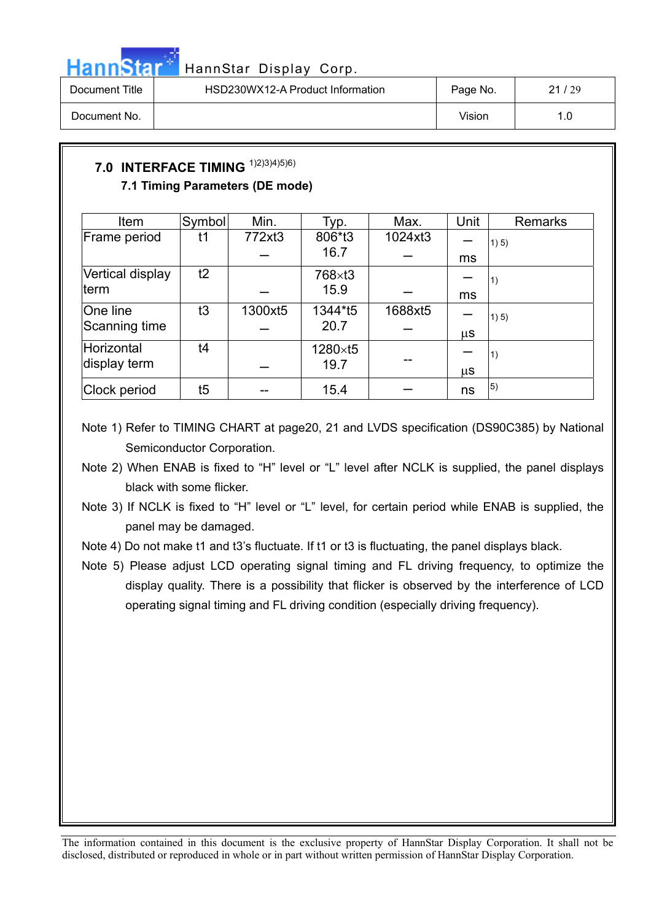## 7.0 INTERFACE TIMING [1)2)3)4)5)6)]

### 7.1 Timing Parameters (DE mode)

| Item | Symbol | Min. | Typ. | Max. | Unit | Remarks |
|---|---|---|---|---|---|---|
| Frame period | t1 | 772xt3<br>— | 806*t3<br>16.7 | 1024xt3<br>— | —<br>ms | 1) 5) |
| Vertical display term | t2 | — | 768×t3<br>15.9 | — | —<br>ms | 1) |
| One line Scanning time | t3 | 1300xt5<br>— | 1344*t5<br>20.7 | 1688xt5<br>— | —<br>μs | 1) 5) |
| Horizontal display term | t4 | — | 1280×t5<br>19.7 | -- | —<br>μs | 1) |
| Clock period | t5 | -- | 15.4 | — | ns | 5) |

Note 1) Refer to TIMING CHART at page20, 21 and LVDS specification (DS90C385) by National Semiconductor Corporation.

Note 2) When ENAB is fixed to “H” level or “L” level after NCLK is supplied, the panel displays black with some flicker.

Note 3) If NCLK is fixed to “H” level or “L” level, for certain period while ENAB is supplied, the panel may be damaged.

Note 4) Do not make t1 and t3’s fluctuate. If t1 or t3 is fluctuating, the panel displays black.

Note 5) Please adjust LCD operating signal timing and FL driving frequency, to optimize the display quality. There is a possibility that flicker is observed by the interference of LCD operating signal timing and FL driving condition (especially driving frequency).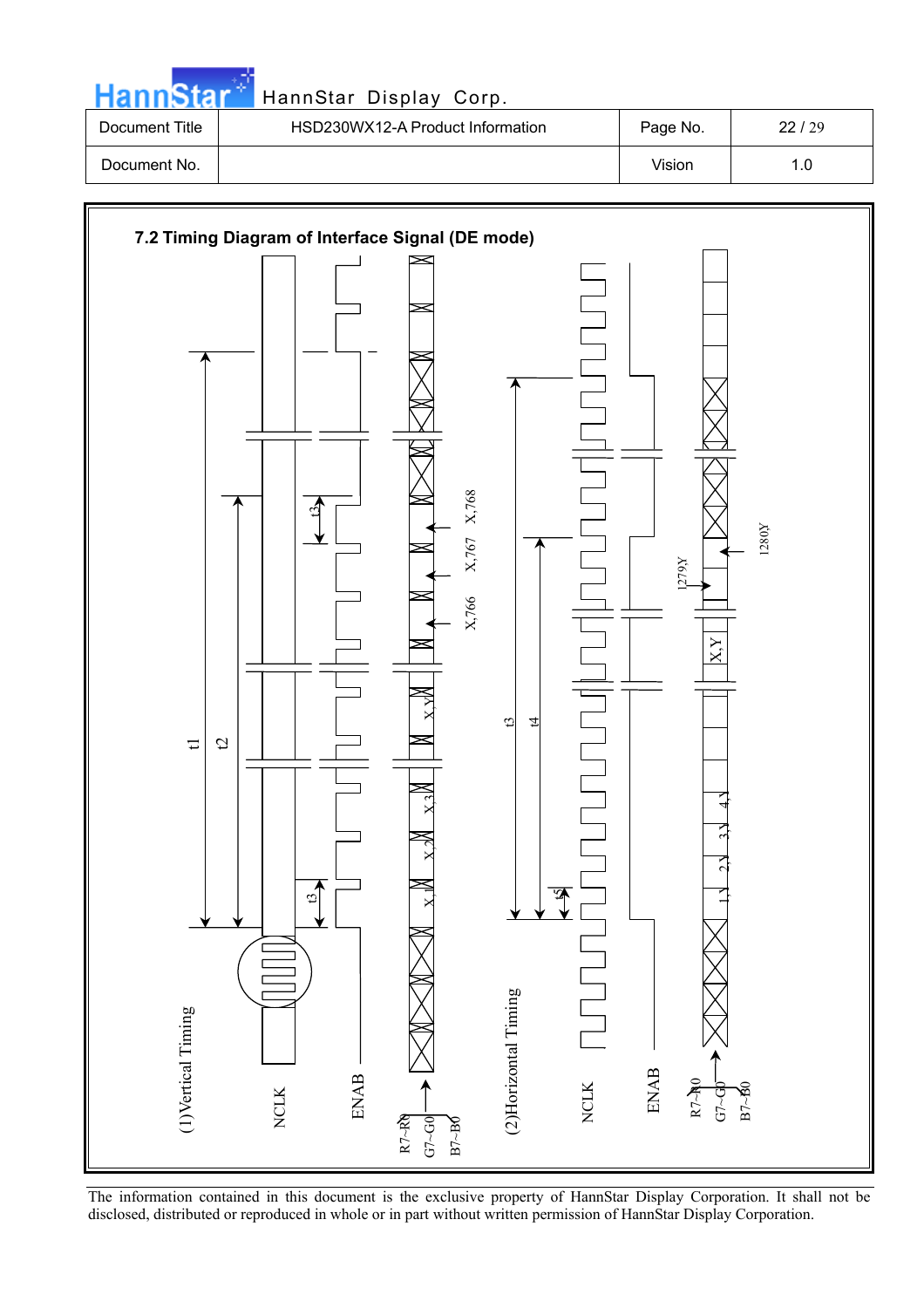## 7.2 Timing Diagram of Interface Signal (DE mode)

(1)Vertical Timing

NCLK

ENAB

R7~R0 G7~G0 B7~B0

t1 t2 t3 t3

X,1 X,2 X,3 X,Y X,766 X,767 X,768

(2)Horizontal Timing

NCLK

ENAB

R7~R0 G7~G0 B7~B0

t3 t4 t5

1,Y 2,Y 3,Y 4,Y X,Y 1279,Y 1280,Y

The information contained in this document is the exclusive property of HannStar Display Corporation. It shall not be disclosed, distributed or reproduced in whole or in part without written permission of HannStar Display Corporation.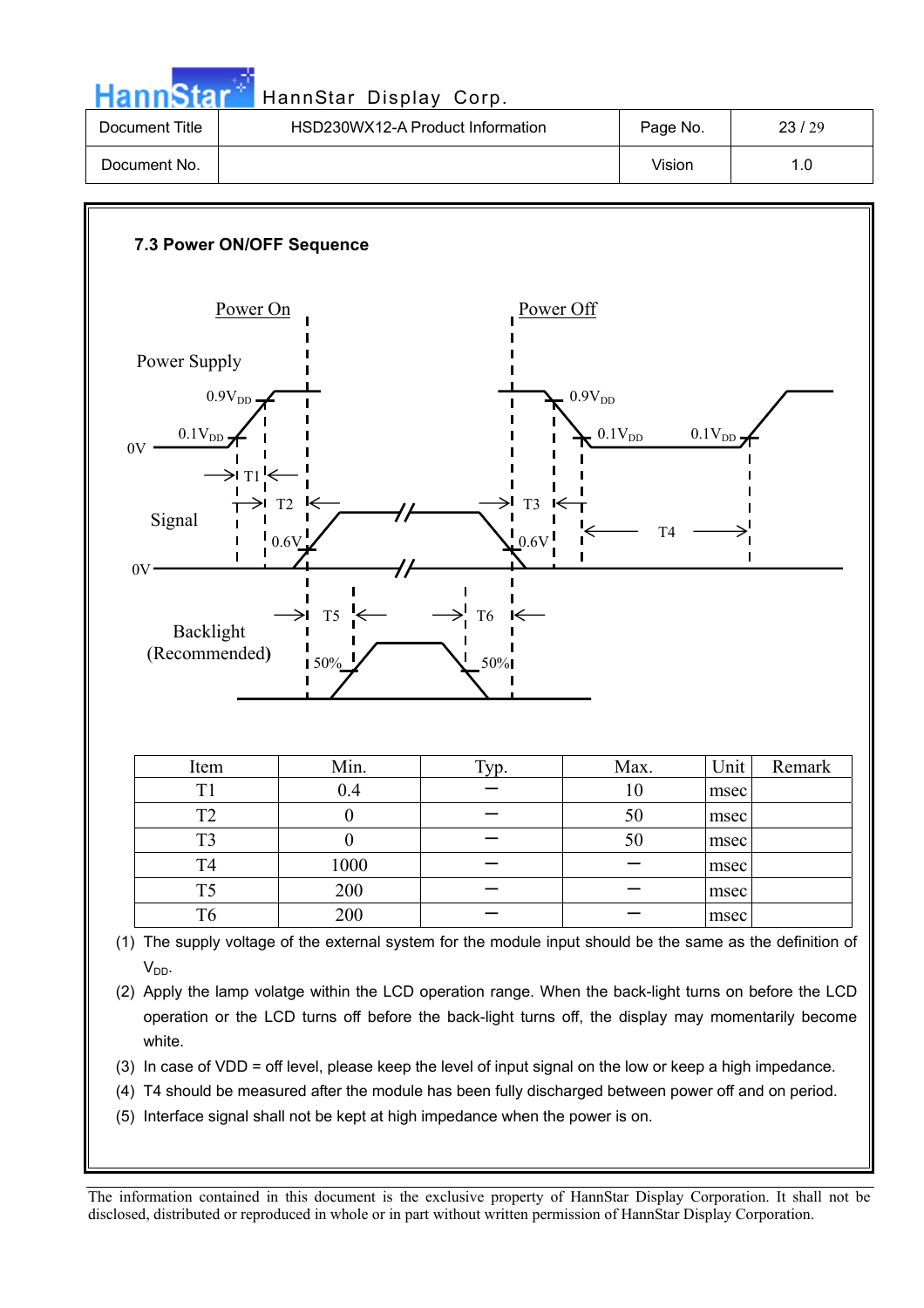### 7.3 Power ON/OFF Sequence

| Item | Min. | Typ. | Max. | Unit | Remark |
|---|---|---|---|---|---|
| T1 | 0.4 | – | 10 | msec | |
| T2 | 0 | – | 50 | msec | |
| T3 | 0 | – | 50 | msec | |
| T4 | 1000 | – | – | msec | |
| T5 | 200 | – | – | msec | |
| T6 | 200 | – | – | msec | |

(1) The supply voltage of the external system for the module input should be the same as the definition of $V_{DD}$.

(2) Apply the lamp volatge within the LCD operation range. When the back-light turns on before the LCD operation or the LCD turns off before the back-light turns off, the display may momentarily become white.

(3) In case of VDD = off level, please keep the level of input signal on the low or keep a high impedance.

(4) T4 should be measured after the module has been fully discharged between power off and on period.

(5) Interface signal shall not be kept at high impedance when the power is on.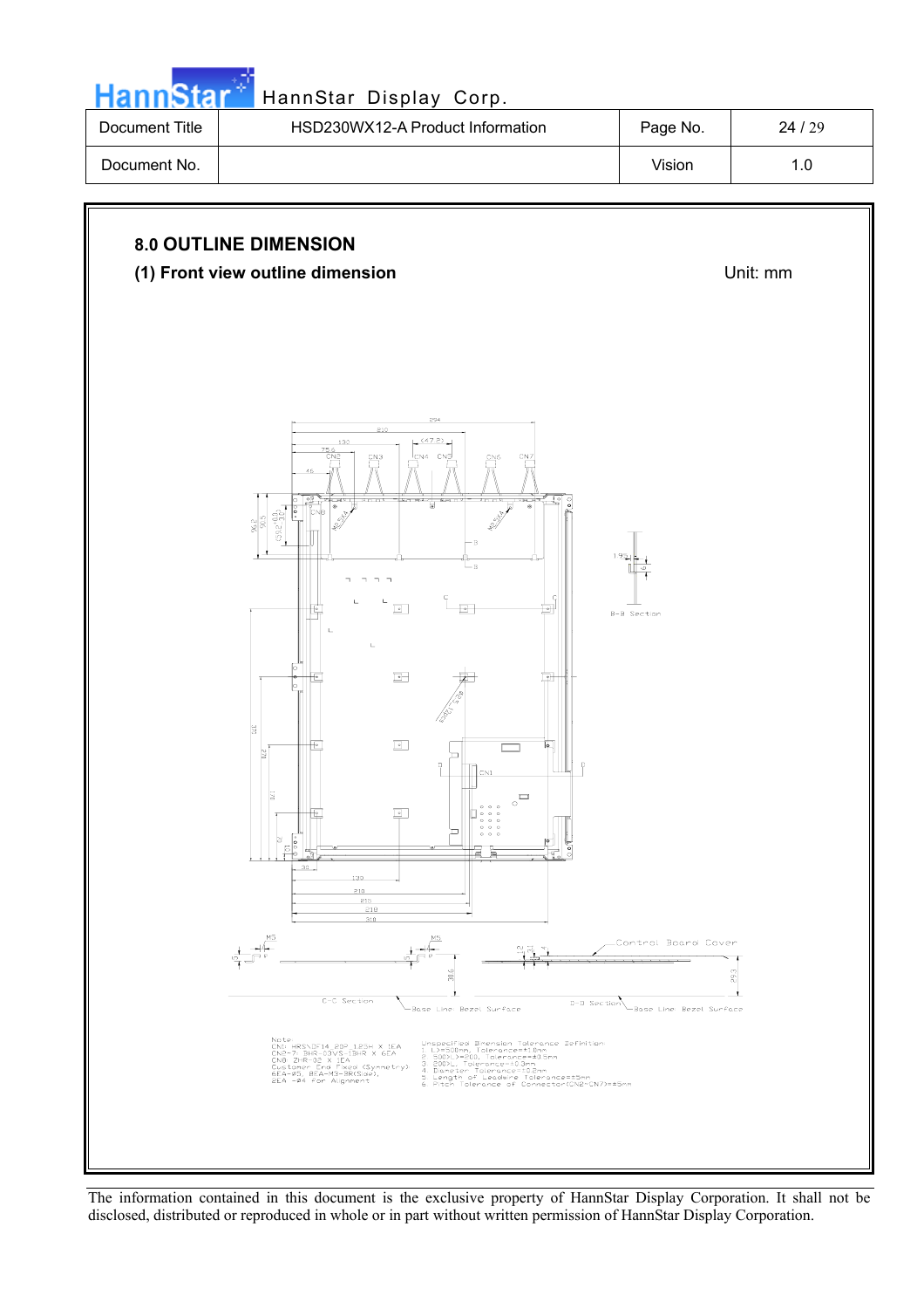## 8.0 OUTLINE DIMENSION

**(1) Front view outline dimension**

Unit: mm

Note
CN1 HRSNDF14 20P 1.25H X 1EA
CN2~7: BHR-03VS-1SHR X 6EA
CN8 ZHR-03 X 1EA
Customer End Fixed (Symmetry)
6EA-Ø5, 8EA-M3-8R(Slot),
2EA -Ø4 For Alignment

Unspecified Dimension Tolerance Definition
1. L>=500mm, Tolerance=±1.0mm
2. 500>L>=200, Tolerance=±0.5mm
3. 200>L, Tolerance=±0.3mm
4. Diameter Tolerance=±0.2mm
5. Length of Leadwire Tolerance=±5mm
6. Pitch Tolerance of Connector(CN2~CN7)=±5mm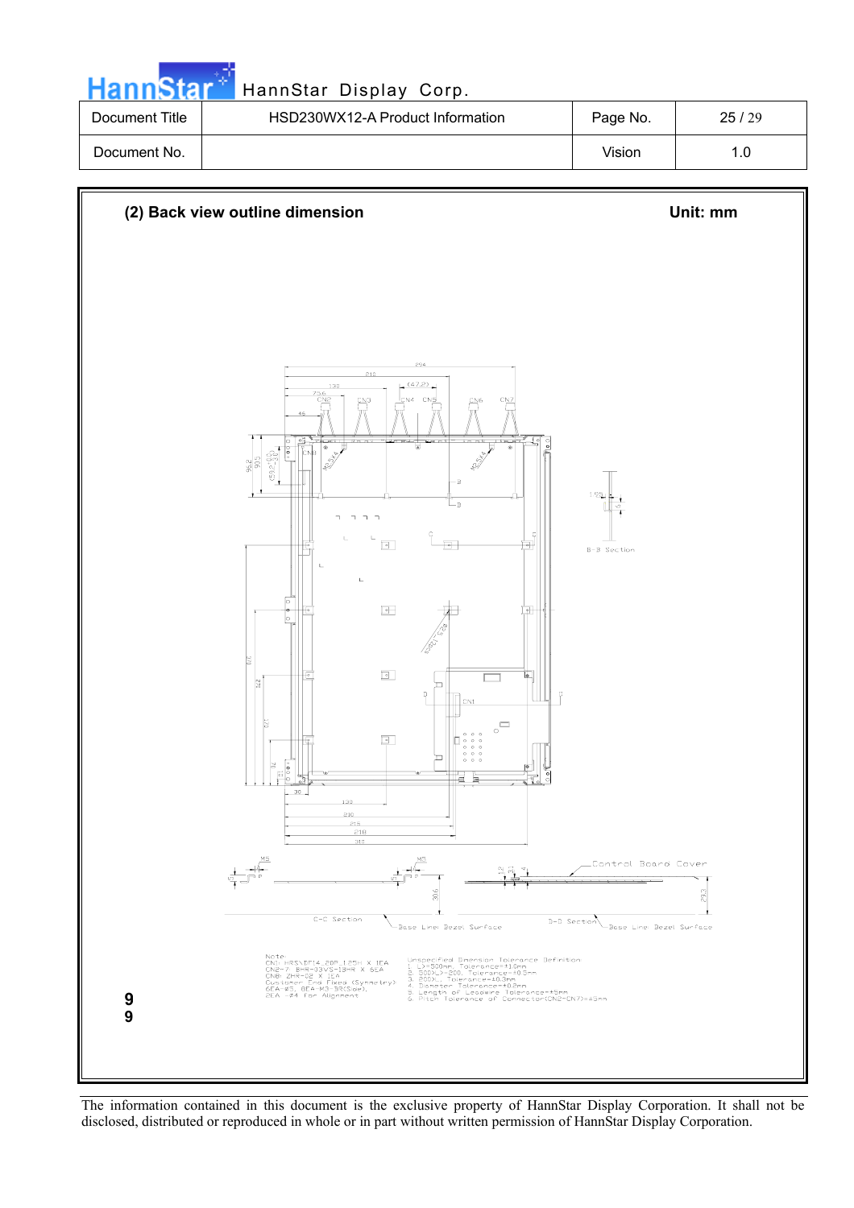## (2) Back view outline dimension

**Unit: mm**

Note:
CN1: HRS\DF14-20P-1.25H X 1EA
CN2~7: BHR-03VS-1BHR X 6EA
CN8: ZHR-02 X 1EA
Customer End Fixed (Symmetry):
6EA-Ø5, 8EA-M3-3R(Side),
2EA -Ø4 For Alignment

Unspecified Dimension Tolerance Definition
1. L>=500mm, Tolerance=±1.0mm
2. 500>L>=200, Tolerance=±0.5mm
3. 200>L, Tolerance=±0.3mm
4. Diameter Tolerance=±0.2mm
5. Length of Leadwire Tolerance=±5mm
6. Pitch Tolerance of Connector(CN2~CN7)=±5mm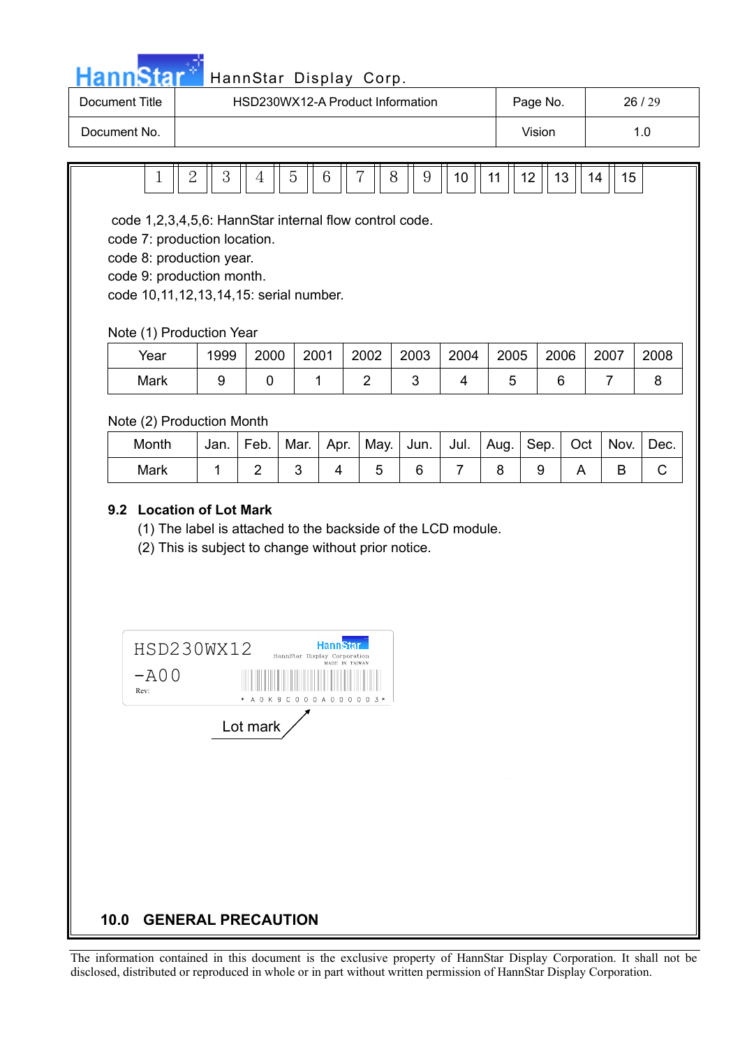| 1 | 2 | 3 | 4 | 5 | 6 | 7 | 8 | 9 | 10 | 11 | 12 | 13 | 14 | 15 |
|---|---|---|---|---|---|---|---|---|---|---|---|---|---|---|

code 1,2,3,4,5,6: HannStar internal flow control code.
code 7: production location.
code 8: production year.
code 9: production month.
code 10,11,12,13,14,15: serial number.

Note (1) Production Year

| Year | 1999 | 2000 | 2001 | 2002 | 2003 | 2004 | 2005 | 2006 | 2007 | 2008 |
|---|---|---|---|---|---|---|---|---|---|---|
| Mark | 9 | 0 | 1 | 2 | 3 | 4 | 5 | 6 | 7 | 8 |

Note (2) Production Month

| Month | Jan. | Feb. | Mar. | Apr. | May. | Jun. | Jul. | Aug. | Sep. | Oct | Nov. | Dec. |
|---|---|---|---|---|---|---|---|---|---|---|---|---|
| Mark | 1 | 2 | 3 | 4 | 5 | 6 | 7 | 8 | 9 | A | B | C |

**9.2 Location of Lot Mark**

(1) The label is attached to the backside of the LCD module.
(2) This is subject to change without prior notice.

HSD230WX12
-A00
Rev:
HannStar
HannStar Display Corporation
MADE IN TAIWAN
\* A 0 K 9 C 0 0 0 A 0 0 0 0 0 3 \*

Lot mark

## 10.0 GENERAL PRECAUTION

The information contained in this document is the exclusive property of HannStar Display Corporation. It shall not be disclosed, distributed or reproduced in whole or in part without written permission of HannStar Display Corporation.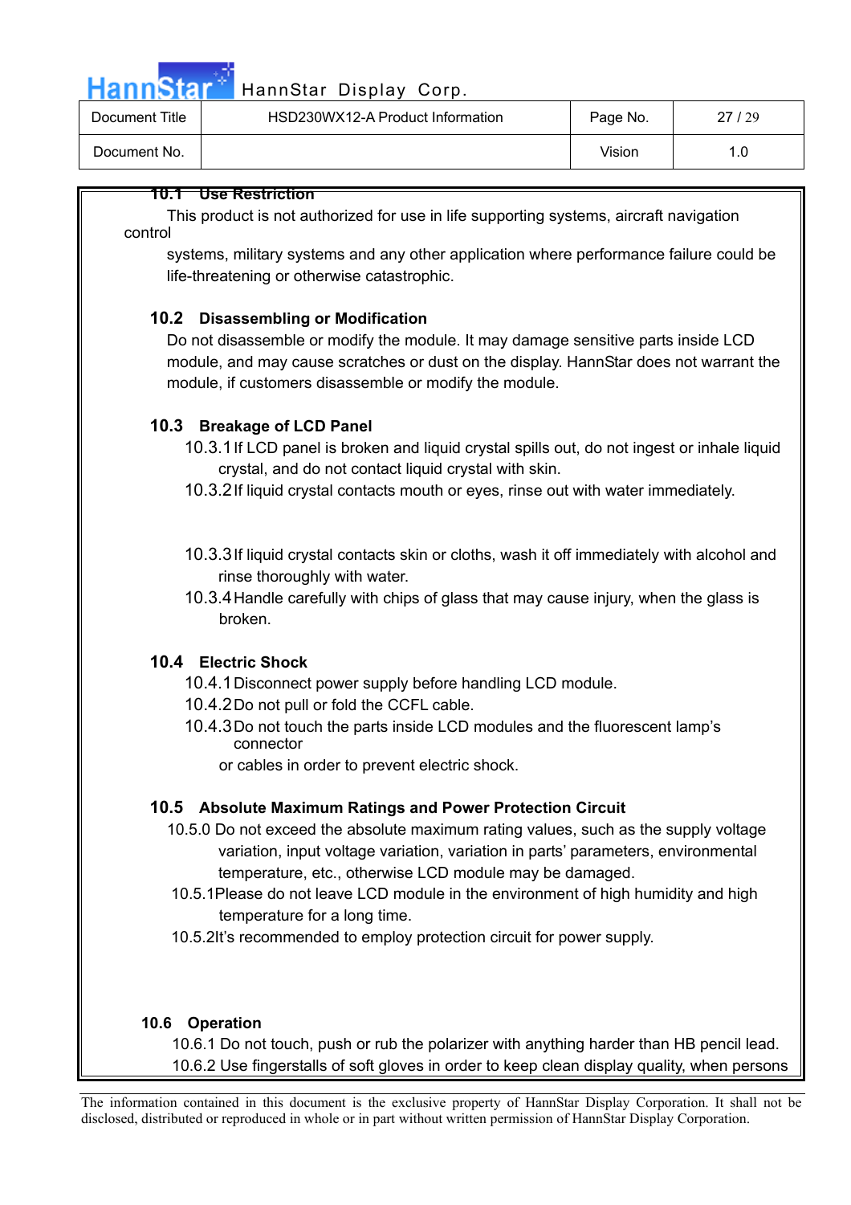### 10.1 Use Restriction

This product is not authorized for use in life supporting systems, aircraft navigation control systems, military systems and any other application where performance failure could be life-threatening or otherwise catastrophic.

### 10.2 Disassembling or Modification

Do not disassemble or modify the module. It may damage sensitive parts inside LCD module, and may cause scratches or dust on the display. HannStar does not warrant the module, if customers disassemble or modify the module.

### 10.3 Breakage of LCD Panel

10.3.1 If LCD panel is broken and liquid crystal spills out, do not ingest or inhale liquid crystal, and do not contact liquid crystal with skin.

10.3.2 If liquid crystal contacts mouth or eyes, rinse out with water immediately.

10.3.3 If liquid crystal contacts skin or cloths, wash it off immediately with alcohol and rinse thoroughly with water.

10.3.4 Handle carefully with chips of glass that may cause injury, when the glass is broken.

### 10.4 Electric Shock

10.4.1 Disconnect power supply before handling LCD module.

10.4.2 Do not pull or fold the CCFL cable.

10.4.3 Do not touch the parts inside LCD modules and the fluorescent lamp's connector or cables in order to prevent electric shock.

### 10.5 Absolute Maximum Ratings and Power Protection Circuit

10.5.0 Do not exceed the absolute maximum rating values, such as the supply voltage variation, input voltage variation, variation in parts' parameters, environmental temperature, etc., otherwise LCD module may be damaged.

10.5.1 Please do not leave LCD module in the environment of high humidity and high temperature for a long time.

10.5.2 It's recommended to employ protection circuit for power supply.

### 10.6 Operation

10.6.1 Do not touch, push or rub the polarizer with anything harder than HB pencil lead.

10.6.2 Use fingerstalls of soft gloves in order to keep clean display quality, when persons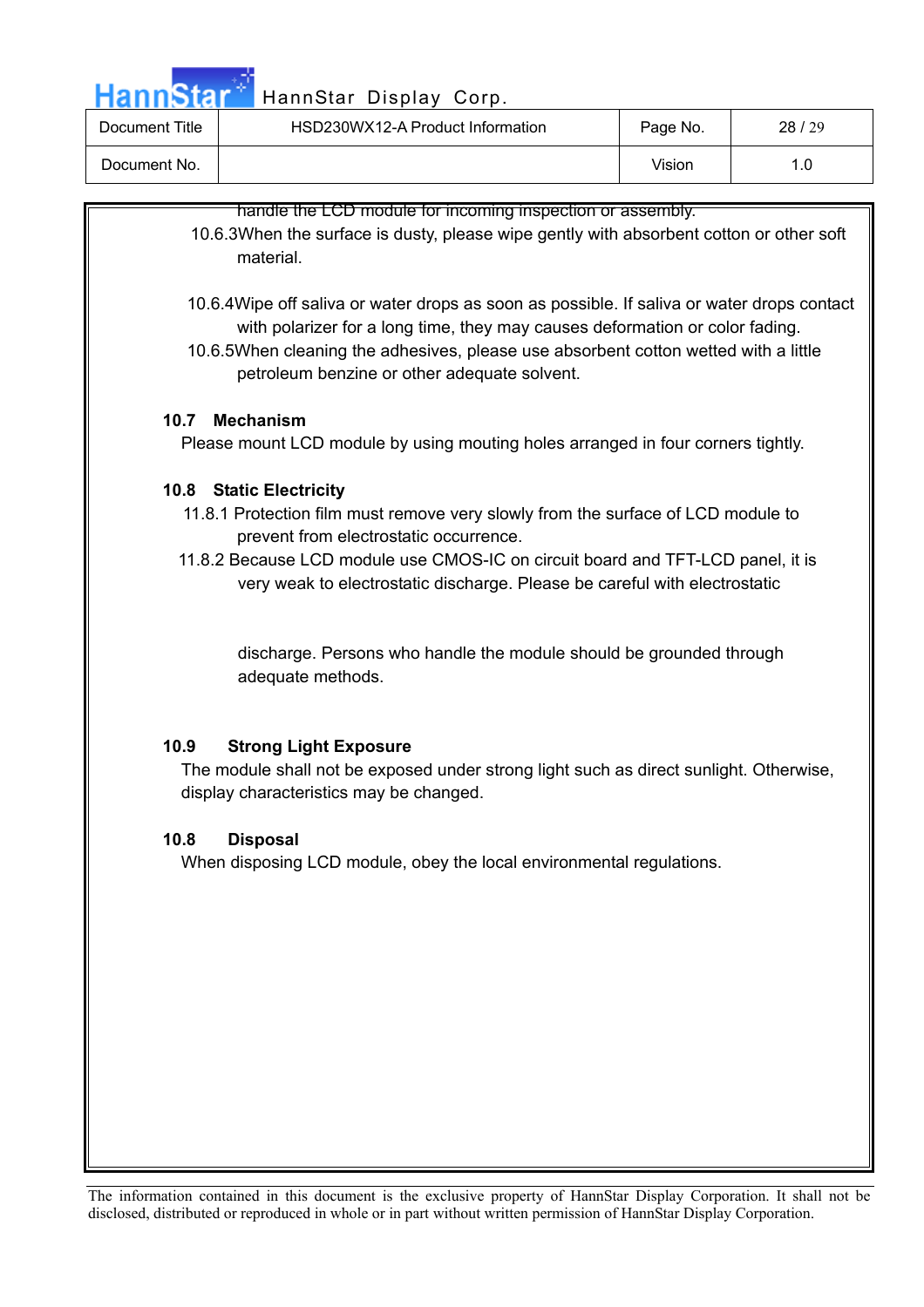handle the LCD module for incoming inspection or assembly.

10.6.3When the surface is dusty, please wipe gently with absorbent cotton or other soft material.

10.6.4Wipe off saliva or water drops as soon as possible. If saliva or water drops contact with polarizer for a long time, they may causes deformation or color fading.

10.6.5When cleaning the adhesives, please use absorbent cotton wetted with a little petroleum benzine or other adequate solvent.

### 10.7 Mechanism

Please mount LCD module by using mouting holes arranged in four corners tightly.

### 10.8 Static Electricity

11.8.1 Protection film must remove very slowly from the surface of LCD module to prevent from electrostatic occurrence.

11.8.2 Because LCD module use CMOS-IC on circuit board and TFT-LCD panel, it is very weak to electrostatic discharge. Please be careful with electrostatic discharge. Persons who handle the module should be grounded through adequate methods.

### 10.9 Strong Light Exposure

The module shall not be exposed under strong light such as direct sunlight. Otherwise, display characteristics may be changed.

### 10.8 Disposal

When disposing LCD module, obey the local environmental regulations.

The information contained in this document is the exclusive property of HannStar Display Corporation. It shall not be disclosed, distributed or reproduced in whole or in part without written permission of HannStar Display Corporation.